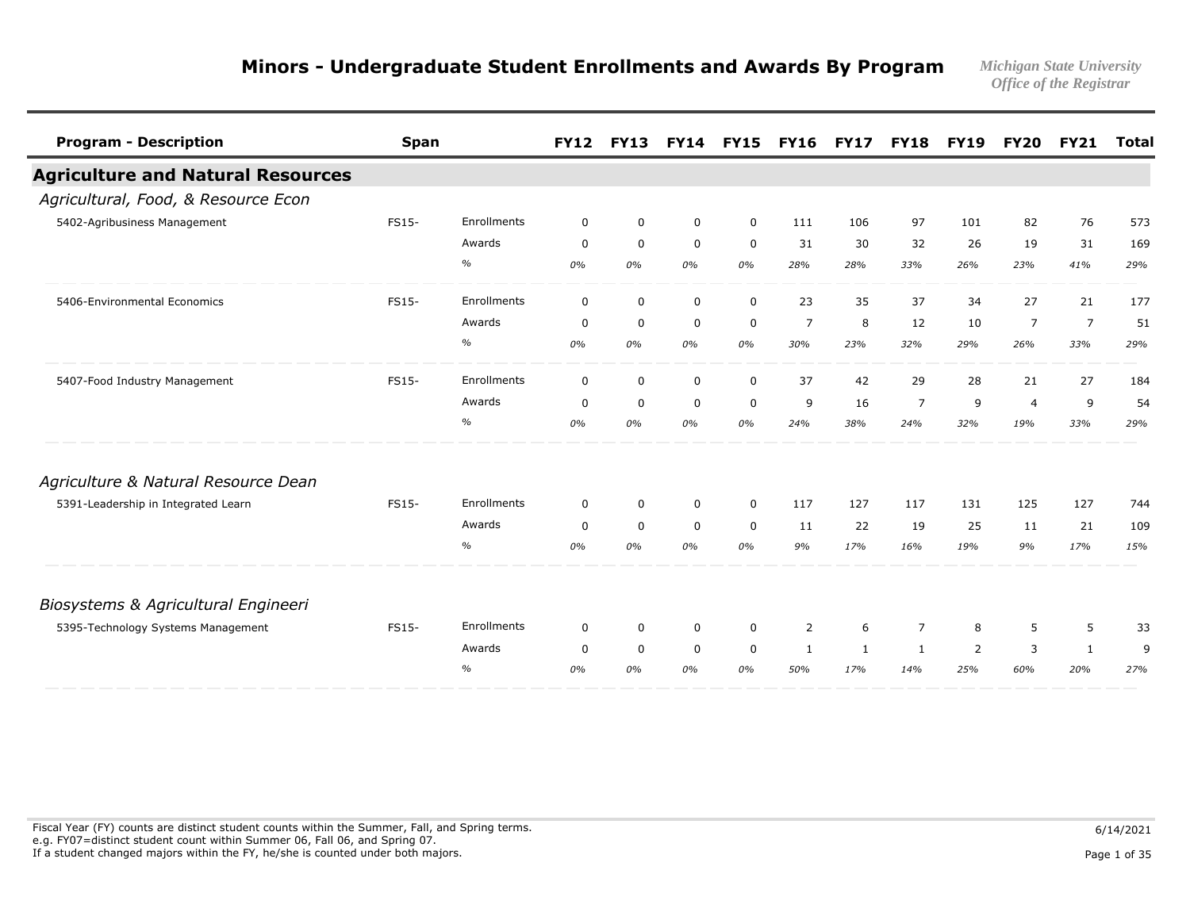# Minors - Undergraduate Student Enrollments and Awards By Program

*Michigan State University*
*Office of the Registrar*

| Program - Description | Span | | FY12 | FY13 | FY14 | FY15 | FY16 | FY17 | FY18 | FY19 | FY20 | FY21 | Total |
|---|---|---|---|---|---|---|---|---|---|---|---|---|---|
| **Agriculture and Natural Resources** | | | | | | | | | | | | | |
| *Agricultural, Food, & Resource Econ* | | | | | | | | | | | | | |
| 5402-Agribusiness Management | FS15- | Enrollments | 0 | 0 | 0 | 0 | 111 | 106 | 97 | 101 | 82 | 76 | 573 |
| | | Awards | 0 | 0 | 0 | 0 | 31 | 30 | 32 | 26 | 19 | 31 | 169 |
| | | % | *0%* | *0%* | *0%* | *0%* | *28%* | *28%* | *33%* | *26%* | *23%* | *41%* | *29%* |
| 5406-Environmental Economics | FS15- | Enrollments | 0 | 0 | 0 | 0 | 23 | 35 | 37 | 34 | 27 | 21 | 177 |
| | | Awards | 0 | 0 | 0 | 0 | 7 | 8 | 12 | 10 | 7 | 7 | 51 |
| | | % | *0%* | *0%* | *0%* | *0%* | *30%* | *23%* | *32%* | *29%* | *26%* | *33%* | *29%* |
| 5407-Food Industry Management | FS15- | Enrollments | 0 | 0 | 0 | 0 | 37 | 42 | 29 | 28 | 21 | 27 | 184 |
| | | Awards | 0 | 0 | 0 | 0 | 9 | 16 | 7 | 9 | 4 | 9 | 54 |
| | | % | *0%* | *0%* | *0%* | *0%* | *24%* | *38%* | *24%* | *32%* | *19%* | *33%* | *29%* |
| *Agriculture & Natural Resource Dean* | | | | | | | | | | | | | |
| 5391-Leadership in Integrated Learn | FS15- | Enrollments | 0 | 0 | 0 | 0 | 117 | 127 | 117 | 131 | 125 | 127 | 744 |
| | | Awards | 0 | 0 | 0 | 0 | 11 | 22 | 19 | 25 | 11 | 21 | 109 |
| | | % | *0%* | *0%* | *0%* | *0%* | *9%* | *17%* | *16%* | *19%* | *9%* | *17%* | *15%* |
| *Biosystems & Agricultural Engineeri* | | | | | | | | | | | | | |
| 5395-Technology Systems Management | FS15- | Enrollments | 0 | 0 | 0 | 0 | 2 | 6 | 7 | 8 | 5 | 5 | 33 |
| | | Awards | 0 | 0 | 0 | 0 | 1 | 1 | 1 | 2 | 3 | 1 | 9 |
| | | % | *0%* | *0%* | *0%* | *0%* | *50%* | *17%* | *14%* | *25%* | *60%* | *20%* | *27%* |

Fiscal Year (FY) counts are distinct student counts within the Summer, Fall, and Spring terms.
e.g. FY07=distinct student count within Summer 06, Fall 06, and Spring 07.
If a student changed majors within the FY, he/she is counted under both majors.

6/14/2021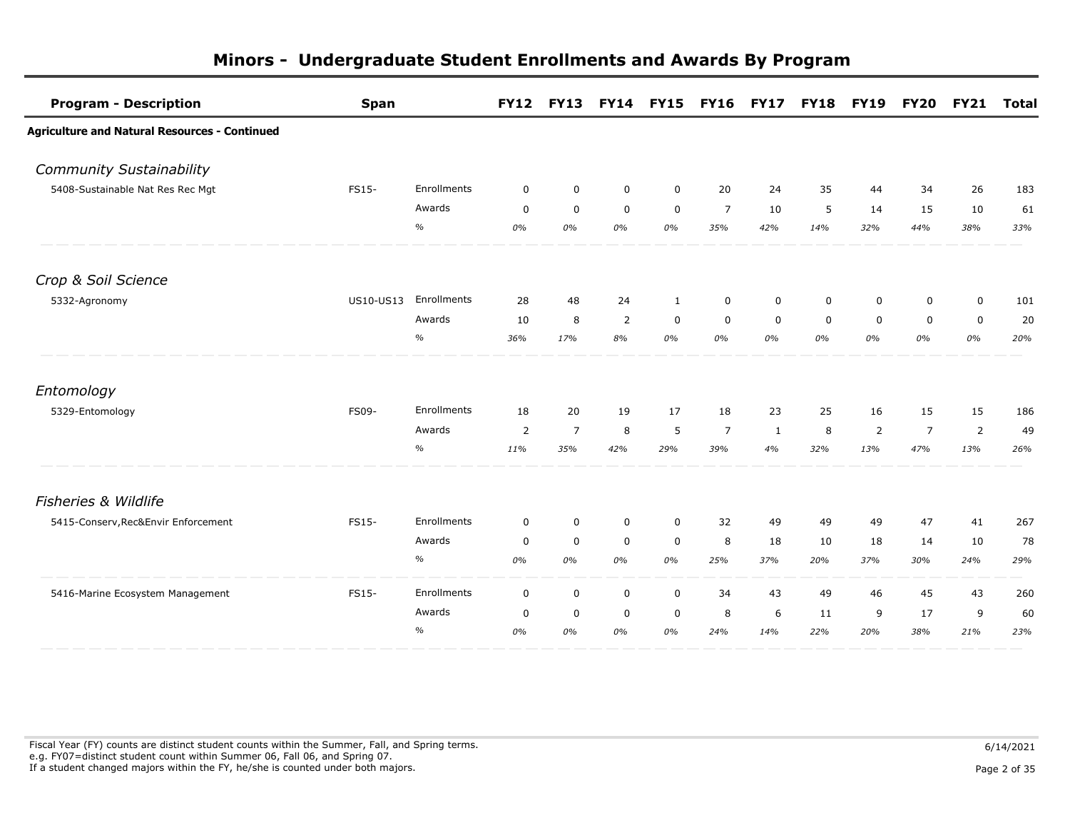# Minors - Undergraduate Student Enrollments and Awards By Program

| Program - Description | Span | | FY12 | FY13 | FY14 | FY15 | FY16 | FY17 | FY18 | FY19 | FY20 | FY21 | Total |
|---|---|---|---|---|---|---|---|---|---|---|---|---|---|
| **Agriculture and Natural Resources - Continued** | | | | | | | | | | | | | |
| *Community Sustainability* | | | | | | | | | | | | | |
| 5408-Sustainable Nat Res Rec Mgt | FS15- | Enrollments | 0 | 0 | 0 | 0 | 20 | 24 | 35 | 44 | 34 | 26 | 183 |
| | | Awards | 0 | 0 | 0 | 0 | 7 | 10 | 5 | 14 | 15 | 10 | 61 |
| | | % | *0%* | *0%* | *0%* | *0%* | *35%* | *42%* | *14%* | *32%* | *44%* | *38%* | *33%* |
| *Crop & Soil Science* | | | | | | | | | | | | | |
| 5332-Agronomy | US10-US13 | Enrollments | 28 | 48 | 24 | 1 | 0 | 0 | 0 | 0 | 0 | 0 | 101 |
| | | Awards | 10 | 8 | 2 | 0 | 0 | 0 | 0 | 0 | 0 | 0 | 20 |
| | | % | *36%* | *17%* | *8%* | *0%* | *0%* | *0%* | *0%* | *0%* | *0%* | *0%* | *20%* |
| *Entomology* | | | | | | | | | | | | | |
| 5329-Entomology | FS09- | Enrollments | 18 | 20 | 19 | 17 | 18 | 23 | 25 | 16 | 15 | 15 | 186 |
| | | Awards | 2 | 7 | 8 | 5 | 7 | 1 | 8 | 2 | 7 | 2 | 49 |
| | | % | *11%* | *35%* | *42%* | *29%* | *39%* | *4%* | *32%* | *13%* | *47%* | *13%* | *26%* |
| *Fisheries & Wildlife* | | | | | | | | | | | | | |
| 5415-Conserv,Rec&Envir Enforcement | FS15- | Enrollments | 0 | 0 | 0 | 0 | 32 | 49 | 49 | 49 | 47 | 41 | 267 |
| | | Awards | 0 | 0 | 0 | 0 | 8 | 18 | 10 | 18 | 14 | 10 | 78 |
| | | % | *0%* | *0%* | *0%* | *0%* | *25%* | *37%* | *20%* | *37%* | *30%* | *24%* | *29%* |
| 5416-Marine Ecosystem Management | FS15- | Enrollments | 0 | 0 | 0 | 0 | 34 | 43 | 49 | 46 | 45 | 43 | 260 |
| | | Awards | 0 | 0 | 0 | 0 | 8 | 6 | 11 | 9 | 17 | 9 | 60 |
| | | % | *0%* | *0%* | *0%* | *0%* | *24%* | *14%* | *22%* | *20%* | *38%* | *21%* | *23%* |

Fiscal Year (FY) counts are distinct student counts within the Summer, Fall, and Spring terms.
e.g. FY07=distinct student count within Summer 06, Fall 06, and Spring 07.
If a student changed majors within the FY, he/she is counted under both majors.

6/14/2021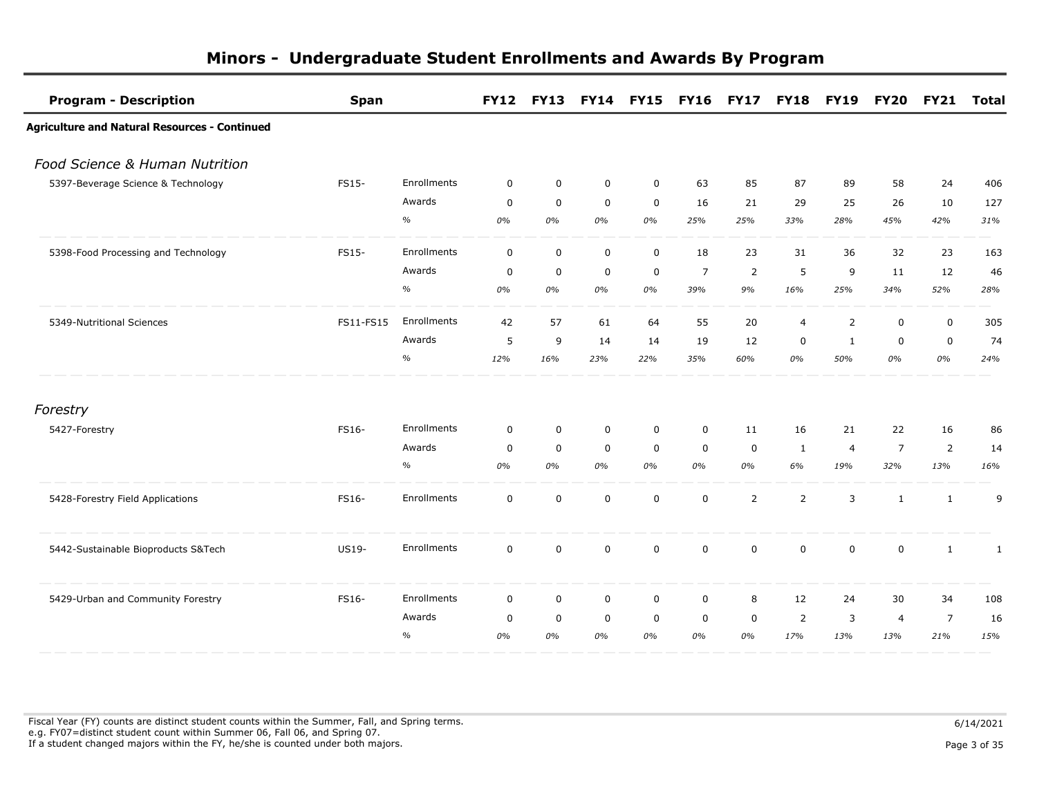# Minors - Undergraduate Student Enrollments and Awards By Program

| Program - Description | Span | | FY12 | FY13 | FY14 | FY15 | FY16 | FY17 | FY18 | FY19 | FY20 | FY21 | Total |
|---|---|---|---|---|---|---|---|---|---|---|---|---|---|
| **Agriculture and Natural Resources - Continued** | | | | | | | | | | | | | |
| *Food Science & Human Nutrition* | | | | | | | | | | | | | |
| 5397-Beverage Science & Technology | FS15- | Enrollments | 0 | 0 | 0 | 0 | 63 | 85 | 87 | 89 | 58 | 24 | 406 |
| | | Awards | 0 | 0 | 0 | 0 | 16 | 21 | 29 | 25 | 26 | 10 | 127 |
| | | % | *0%* | *0%* | *0%* | *0%* | *25%* | *25%* | *33%* | *28%* | *45%* | *42%* | *31%* |
| 5398-Food Processing and Technology | FS15- | Enrollments | 0 | 0 | 0 | 0 | 18 | 23 | 31 | 36 | 32 | 23 | 163 |
| | | Awards | 0 | 0 | 0 | 0 | 7 | 2 | 5 | 9 | 11 | 12 | 46 |
| | | % | *0%* | *0%* | *0%* | *0%* | *39%* | *9%* | *16%* | *25%* | *34%* | *52%* | *28%* |
| 5349-Nutritional Sciences | FS11-FS15 | Enrollments | 42 | 57 | 61 | 64 | 55 | 20 | 4 | 2 | 0 | 0 | 305 |
| | | Awards | 5 | 9 | 14 | 14 | 19 | 12 | 0 | 1 | 0 | 0 | 74 |
| | | % | *12%* | *16%* | *23%* | *22%* | *35%* | *60%* | *0%* | *50%* | *0%* | *0%* | *24%* |
| *Forestry* | | | | | | | | | | | | | |
| 5427-Forestry | FS16- | Enrollments | 0 | 0 | 0 | 0 | 0 | 11 | 16 | 21 | 22 | 16 | 86 |
| | | Awards | 0 | 0 | 0 | 0 | 0 | 0 | 1 | 4 | 7 | 2 | 14 |
| | | % | *0%* | *0%* | *0%* | *0%* | *0%* | *0%* | *6%* | *19%* | *32%* | *13%* | *16%* |
| 5428-Forestry Field Applications | FS16- | Enrollments | 0 | 0 | 0 | 0 | 0 | 2 | 2 | 3 | 1 | 1 | 9 |
| 5442-Sustainable Bioproducts S&Tech | US19- | Enrollments | 0 | 0 | 0 | 0 | 0 | 0 | 0 | 0 | 0 | 1 | 1 |
| 5429-Urban and Community Forestry | FS16- | Enrollments | 0 | 0 | 0 | 0 | 0 | 8 | 12 | 24 | 30 | 34 | 108 |
| | | Awards | 0 | 0 | 0 | 0 | 0 | 0 | 2 | 3 | 4 | 7 | 16 |
| | | % | *0%* | *0%* | *0%* | *0%* | *0%* | *0%* | *17%* | *13%* | *13%* | *21%* | *15%* |

Fiscal Year (FY) counts are distinct student counts within the Summer, Fall, and Spring terms.
e.g. FY07=distinct student count within Summer 06, Fall 06, and Spring 07.
If a student changed majors within the FY, he/she is counted under both majors.

6/14/2021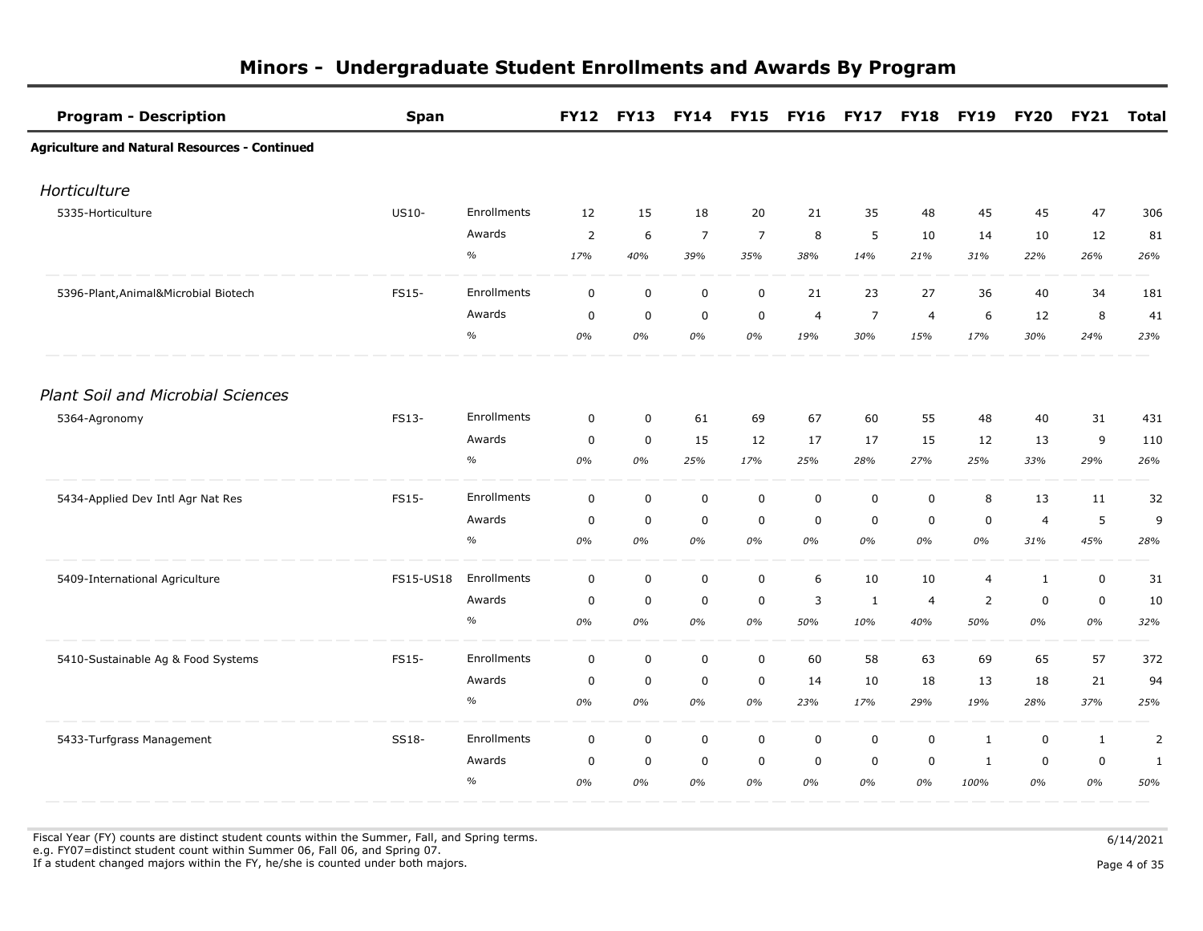# Minors - Undergraduate Student Enrollments and Awards By Program

| Program - Description | Span | | FY12 | FY13 | FY14 | FY15 | FY16 | FY17 | FY18 | FY19 | FY20 | FY21 | Total |
|---|---|---|---|---|---|---|---|---|---|---|---|---|---|
| **Agriculture and Natural Resources - Continued** | | | | | | | | | | | | | |
| *Horticulture* | | | | | | | | | | | | | |
| 5335-Horticulture | US10- | Enrollments | 12 | 15 | 18 | 20 | 21 | 35 | 48 | 45 | 45 | 47 | 306 |
| | | Awards | 2 | 6 | 7 | 7 | 8 | 5 | 10 | 14 | 10 | 12 | 81 |
| | | % | *17%* | *40%* | *39%* | *35%* | *38%* | *14%* | *21%* | *31%* | *22%* | *26%* | *26%* |
| 5396-Plant,Animal&Microbial Biotech | FS15- | Enrollments | 0 | 0 | 0 | 0 | 21 | 23 | 27 | 36 | 40 | 34 | 181 |
| | | Awards | 0 | 0 | 0 | 0 | 4 | 7 | 4 | 6 | 12 | 8 | 41 |
| | | % | *0%* | *0%* | *0%* | *0%* | *19%* | *30%* | *15%* | *17%* | *30%* | *24%* | *23%* |
| *Plant Soil and Microbial Sciences* | | | | | | | | | | | | | |
| 5364-Agronomy | FS13- | Enrollments | 0 | 0 | 61 | 69 | 67 | 60 | 55 | 48 | 40 | 31 | 431 |
| | | Awards | 0 | 0 | 15 | 12 | 17 | 17 | 15 | 12 | 13 | 9 | 110 |
| | | % | *0%* | *0%* | *25%* | *17%* | *25%* | *28%* | *27%* | *25%* | *33%* | *29%* | *26%* |
| 5434-Applied Dev Intl Agr Nat Res | FS15- | Enrollments | 0 | 0 | 0 | 0 | 0 | 0 | 0 | 8 | 13 | 11 | 32 |
| | | Awards | 0 | 0 | 0 | 0 | 0 | 0 | 0 | 0 | 4 | 5 | 9 |
| | | % | *0%* | *0%* | *0%* | *0%* | *0%* | *0%* | *0%* | *0%* | *31%* | *45%* | *28%* |
| 5409-International Agriculture | FS15-US18 | Enrollments | 0 | 0 | 0 | 0 | 6 | 10 | 10 | 4 | 1 | 0 | 31 |
| | | Awards | 0 | 0 | 0 | 0 | 3 | 1 | 4 | 2 | 0 | 0 | 10 |
| | | % | *0%* | *0%* | *0%* | *0%* | *50%* | *10%* | *40%* | *50%* | *0%* | *0%* | *32%* |
| 5410-Sustainable Ag & Food Systems | FS15- | Enrollments | 0 | 0 | 0 | 0 | 60 | 58 | 63 | 69 | 65 | 57 | 372 |
| | | Awards | 0 | 0 | 0 | 0 | 14 | 10 | 18 | 13 | 18 | 21 | 94 |
| | | % | *0%* | *0%* | *0%* | *0%* | *23%* | *17%* | *29%* | *19%* | *28%* | *37%* | *25%* |
| 5433-Turfgrass Management | SS18- | Enrollments | 0 | 0 | 0 | 0 | 0 | 0 | 0 | 1 | 0 | 1 | 2 |
| | | Awards | 0 | 0 | 0 | 0 | 0 | 0 | 0 | 1 | 0 | 0 | 1 |
| | | % | *0%* | *0%* | *0%* | *0%* | *0%* | *0%* | *0%* | *100%* | *0%* | *0%* | *50%* |

Fiscal Year (FY) counts are distinct student counts within the Summer, Fall, and Spring terms.
e.g. FY07=distinct student count within Summer 06, Fall 06, and Spring 07.
If a student changed majors within the FY, he/she is counted under both majors.

6/14/2021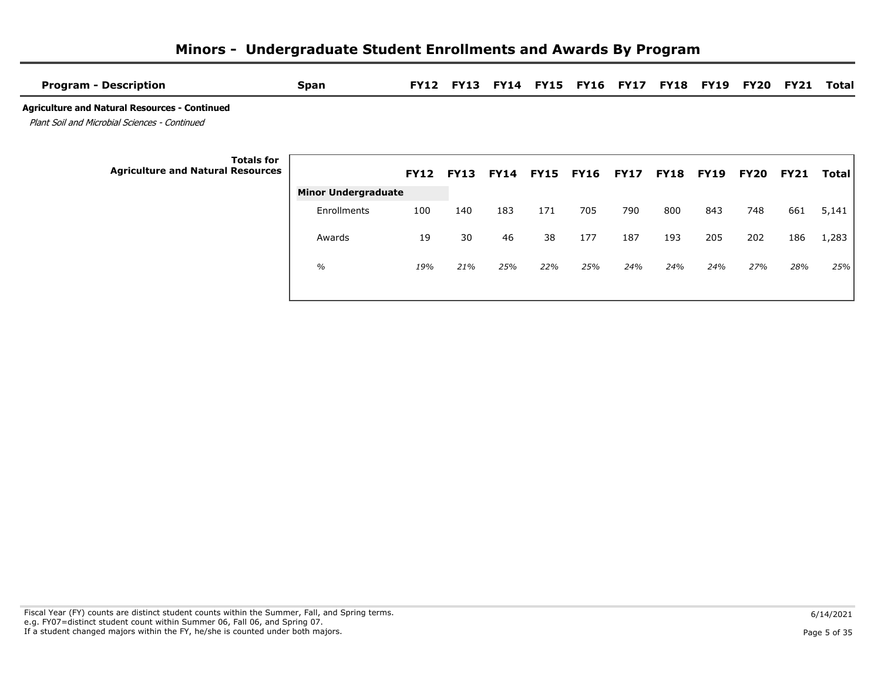# Minors - Undergraduate Student Enrollments and Awards By Program

| Program - Description | Span | FY12 | FY13 | FY14 | FY15 | FY16 | FY17 | FY18 | FY19 | FY20 | FY21 | Total |
|---|---|---|---|---|---|---|---|---|---|---|---|---|

**Agriculture and Natural Resources - Continued**

*Plant Soil and Microbial Sciences - Continued*

**Totals for Agriculture and Natural Resources**

| | FY12 | FY13 | FY14 | FY15 | FY16 | FY17 | FY18 | FY19 | FY20 | FY21 | Total |
|---|---|---|---|---|---|---|---|---|---|---|---|
| **Minor Undergraduate** | | | | | | | | | | | |
| Enrollments | 100 | 140 | 183 | 171 | 705 | 790 | 800 | 843 | 748 | 661 | 5,141 |
| Awards | 19 | 30 | 46 | 38 | 177 | 187 | 193 | 205 | 202 | 186 | 1,283 |
| *%* | *19%* | *21%* | *25%* | *22%* | *25%* | *24%* | *24%* | *24%* | *27%* | *28%* | *25%* |

Fiscal Year (FY) counts are distinct student counts within the Summer, Fall, and Spring terms.
e.g. FY07=distinct student count within Summer 06, Fall 06, and Spring 07.
If a student changed majors within the FY, he/she is counted under both majors.

6/14/2021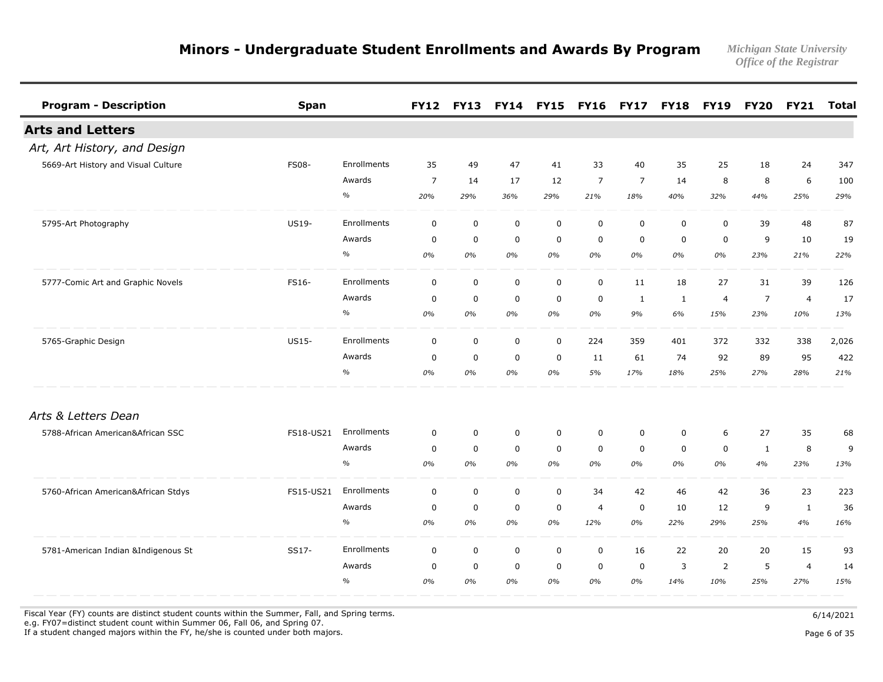# Minors - Undergraduate Student Enrollments and Awards By Program

*Michigan State University Office of the Registrar*

| Program - Description | Span | | FY12 | FY13 | FY14 | FY15 | FY16 | FY17 | FY18 | FY19 | FY20 | FY21 | Total |
|---|---|---|---|---|---|---|---|---|---|---|---|---|---|
| **Arts and Letters** | | | | | | | | | | | | | |
| *Art, Art History, and Design* | | | | | | | | | | | | | |
| 5669-Art History and Visual Culture | FS08- | Enrollments | 35 | 49 | 47 | 41 | 33 | 40 | 35 | 25 | 18 | 24 | 347 |
| | | Awards | 7 | 14 | 17 | 12 | 7 | 7 | 14 | 8 | 8 | 6 | 100 |
| | | % | *20%* | *29%* | *36%* | *29%* | *21%* | *18%* | *40%* | *32%* | *44%* | *25%* | *29%* |
| 5795-Art Photography | US19- | Enrollments | 0 | 0 | 0 | 0 | 0 | 0 | 0 | 0 | 39 | 48 | 87 |
| | | Awards | 0 | 0 | 0 | 0 | 0 | 0 | 0 | 0 | 9 | 10 | 19 |
| | | % | *0%* | *0%* | *0%* | *0%* | *0%* | *0%* | *0%* | *0%* | *23%* | *21%* | *22%* |
| 5777-Comic Art and Graphic Novels | FS16- | Enrollments | 0 | 0 | 0 | 0 | 0 | 11 | 18 | 27 | 31 | 39 | 126 |
| | | Awards | 0 | 0 | 0 | 0 | 0 | 1 | 1 | 4 | 7 | 4 | 17 |
| | | % | *0%* | *0%* | *0%* | *0%* | *0%* | *9%* | *6%* | *15%* | *23%* | *10%* | *13%* |
| 5765-Graphic Design | US15- | Enrollments | 0 | 0 | 0 | 0 | 224 | 359 | 401 | 372 | 332 | 338 | 2,026 |
| | | Awards | 0 | 0 | 0 | 0 | 11 | 61 | 74 | 92 | 89 | 95 | 422 |
| | | % | *0%* | *0%* | *0%* | *0%* | *5%* | *17%* | *18%* | *25%* | *27%* | *28%* | *21%* |
| *Arts & Letters Dean* | | | | | | | | | | | | | |
| 5788-African American&African SSC | FS18-US21 | Enrollments | 0 | 0 | 0 | 0 | 0 | 0 | 0 | 6 | 27 | 35 | 68 |
| | | Awards | 0 | 0 | 0 | 0 | 0 | 0 | 0 | 0 | 1 | 8 | 9 |
| | | % | *0%* | *0%* | *0%* | *0%* | *0%* | *0%* | *0%* | *0%* | *4%* | *23%* | *13%* |
| 5760-African American&African Stdys | FS15-US21 | Enrollments | 0 | 0 | 0 | 0 | 34 | 42 | 46 | 42 | 36 | 23 | 223 |
| | | Awards | 0 | 0 | 0 | 0 | 4 | 0 | 10 | 12 | 9 | 1 | 36 |
| | | % | *0%* | *0%* | *0%* | *0%* | *12%* | *0%* | *22%* | *29%* | *25%* | *4%* | *16%* |
| 5781-American Indian &Indigenous St | SS17- | Enrollments | 0 | 0 | 0 | 0 | 0 | 16 | 22 | 20 | 20 | 15 | 93 |
| | | Awards | 0 | 0 | 0 | 0 | 0 | 0 | 3 | 2 | 5 | 4 | 14 |
| | | % | *0%* | *0%* | *0%* | *0%* | *0%* | *0%* | *14%* | *10%* | *25%* | *27%* | *15%* |

Fiscal Year (FY) counts are distinct student counts within the Summer, Fall, and Spring terms.
e.g. FY07=distinct student count within Summer 06, Fall 06, and Spring 07.
If a student changed majors within the FY, he/she is counted under both majors.

6/14/2021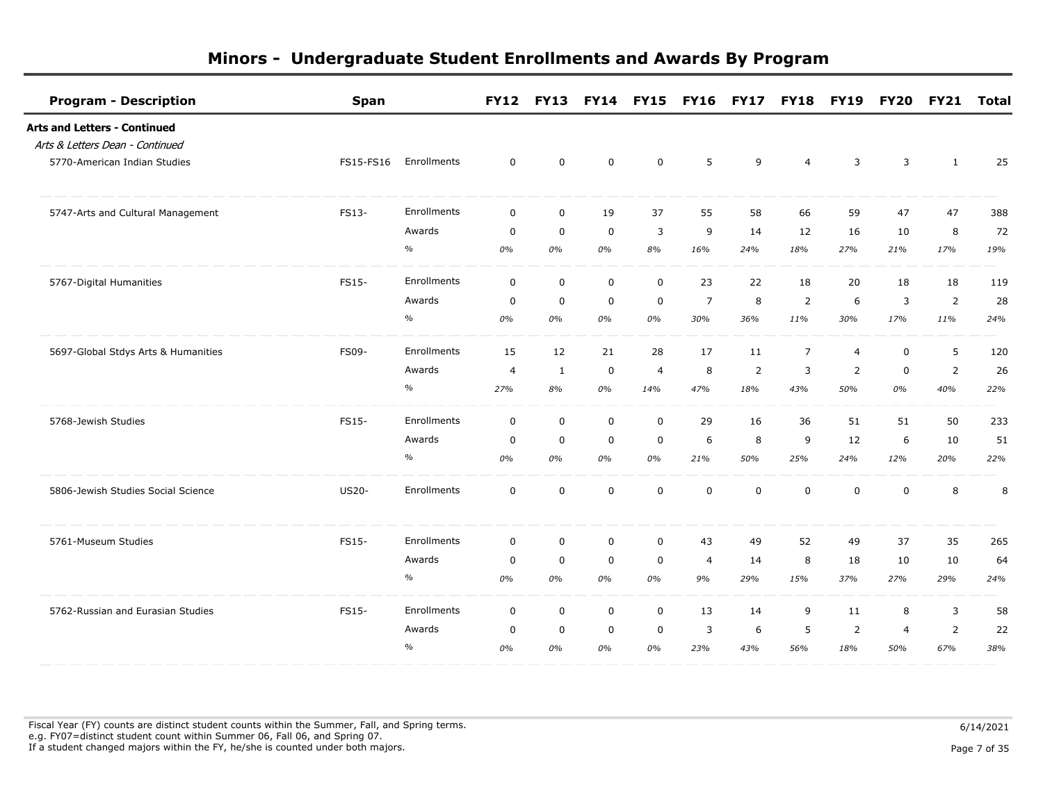# Minors - Undergraduate Student Enrollments and Awards By Program

| Program - Description | Span | | FY12 | FY13 | FY14 | FY15 | FY16 | FY17 | FY18 | FY19 | FY20 | FY21 | Total |
|---|---|---|---|---|---|---|---|---|---|---|---|---|---|
| **Arts and Letters - Continued** | | | | | | | | | | | | | |
| *Arts & Letters Dean - Continued* | | | | | | | | | | | | | |
| 5770-American Indian Studies | FS15-FS16 | Enrollments | 0 | 0 | 0 | 0 | 5 | 9 | 4 | 3 | 3 | 1 | 25 |
| 5747-Arts and Cultural Management | FS13- | Enrollments | 0 | 0 | 19 | 37 | 55 | 58 | 66 | 59 | 47 | 47 | 388 |
| | | Awards | 0 | 0 | 0 | 3 | 9 | 14 | 12 | 16 | 10 | 8 | 72 |
| | | % | *0%* | *0%* | *0%* | *8%* | *16%* | *24%* | *18%* | *27%* | *21%* | *17%* | *19%* |
| 5767-Digital Humanities | FS15- | Enrollments | 0 | 0 | 0 | 0 | 23 | 22 | 18 | 20 | 18 | 18 | 119 |
| | | Awards | 0 | 0 | 0 | 0 | 7 | 8 | 2 | 6 | 3 | 2 | 28 |
| | | % | *0%* | *0%* | *0%* | *0%* | *30%* | *36%* | *11%* | *30%* | *17%* | *11%* | *24%* |
| 5697-Global Stdys Arts & Humanities | FS09- | Enrollments | 15 | 12 | 21 | 28 | 17 | 11 | 7 | 4 | 0 | 5 | 120 |
| | | Awards | 4 | 1 | 0 | 4 | 8 | 2 | 3 | 2 | 0 | 2 | 26 |
| | | % | *27%* | *8%* | *0%* | *14%* | *47%* | *18%* | *43%* | *50%* | *0%* | *40%* | *22%* |
| 5768-Jewish Studies | FS15- | Enrollments | 0 | 0 | 0 | 0 | 29 | 16 | 36 | 51 | 51 | 50 | 233 |
| | | Awards | 0 | 0 | 0 | 0 | 6 | 8 | 9 | 12 | 6 | 10 | 51 |
| | | % | *0%* | *0%* | *0%* | *0%* | *21%* | *50%* | *25%* | *24%* | *12%* | *20%* | *22%* |
| 5806-Jewish Studies Social Science | US20- | Enrollments | 0 | 0 | 0 | 0 | 0 | 0 | 0 | 0 | 0 | 8 | 8 |
| 5761-Museum Studies | FS15- | Enrollments | 0 | 0 | 0 | 0 | 43 | 49 | 52 | 49 | 37 | 35 | 265 |
| | | Awards | 0 | 0 | 0 | 0 | 4 | 14 | 8 | 18 | 10 | 10 | 64 |
| | | % | *0%* | *0%* | *0%* | *0%* | *9%* | *29%* | *15%* | *37%* | *27%* | *29%* | *24%* |
| 5762-Russian and Eurasian Studies | FS15- | Enrollments | 0 | 0 | 0 | 0 | 13 | 14 | 9 | 11 | 8 | 3 | 58 |
| | | Awards | 0 | 0 | 0 | 0 | 3 | 6 | 5 | 2 | 4 | 2 | 22 |
| | | % | *0%* | *0%* | *0%* | *0%* | *23%* | *43%* | *56%* | *18%* | *50%* | *67%* | *38%* |

Fiscal Year (FY) counts are distinct student counts within the Summer, Fall, and Spring terms.
e.g. FY07=distinct student count within Summer 06, Fall 06, and Spring 07.
If a student changed majors within the FY, he/she is counted under both majors.

6/14/2021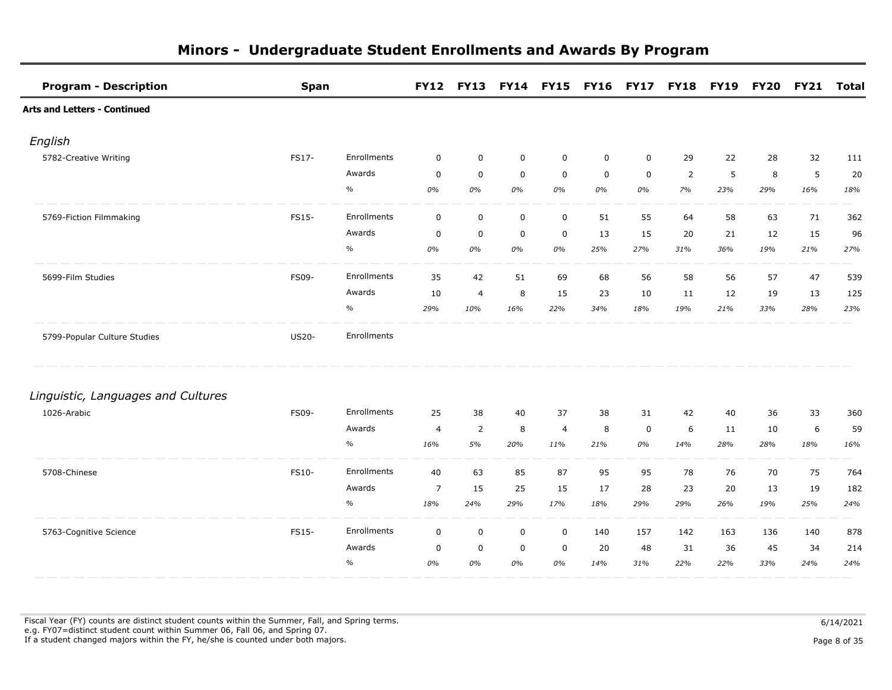# Minors - Undergraduate Student Enrollments and Awards By Program

| Program - Description | Span | | FY12 | FY13 | FY14 | FY15 | FY16 | FY17 | FY18 | FY19 | FY20 | FY21 | Total |
|---|---|---|---|---|---|---|---|---|---|---|---|---|---|
| **Arts and Letters - Continued** | | | | | | | | | | | | | |
| *English* | | | | | | | | | | | | | |
| 5782-Creative Writing | FS17- | Enrollments | 0 | 0 | 0 | 0 | 0 | 0 | 29 | 22 | 28 | 32 | 111 |
| | | Awards | 0 | 0 | 0 | 0 | 0 | 0 | 2 | 5 | 8 | 5 | 20 |
| | | % | *0%* | *0%* | *0%* | *0%* | *0%* | *0%* | *7%* | *23%* | *29%* | *16%* | *18%* |
| 5769-Fiction Filmmaking | FS15- | Enrollments | 0 | 0 | 0 | 0 | 51 | 55 | 64 | 58 | 63 | 71 | 362 |
| | | Awards | 0 | 0 | 0 | 0 | 13 | 15 | 20 | 21 | 12 | 15 | 96 |
| | | % | *0%* | *0%* | *0%* | *0%* | *25%* | *27%* | *31%* | *36%* | *19%* | *21%* | *27%* |
| 5699-Film Studies | FS09- | Enrollments | 35 | 42 | 51 | 69 | 68 | 56 | 58 | 56 | 57 | 47 | 539 |
| | | Awards | 10 | 4 | 8 | 15 | 23 | 10 | 11 | 12 | 19 | 13 | 125 |
| | | % | *29%* | *10%* | *16%* | *22%* | *34%* | *18%* | *19%* | *21%* | *33%* | *28%* | *23%* |
| 5799-Popular Culture Studies | US20- | Enrollments | | | | | | | | | | | |
| *Linguistic, Languages and Cultures* | | | | | | | | | | | | | |
| 1026-Arabic | FS09- | Enrollments | 25 | 38 | 40 | 37 | 38 | 31 | 42 | 40 | 36 | 33 | 360 |
| | | Awards | 4 | 2 | 8 | 4 | 8 | 0 | 6 | 11 | 10 | 6 | 59 |
| | | % | *16%* | *5%* | *20%* | *11%* | *21%* | *0%* | *14%* | *28%* | *28%* | *18%* | *16%* |
| 5708-Chinese | FS10- | Enrollments | 40 | 63 | 85 | 87 | 95 | 95 | 78 | 76 | 70 | 75 | 764 |
| | | Awards | 7 | 15 | 25 | 15 | 17 | 28 | 23 | 20 | 13 | 19 | 182 |
| | | % | *18%* | *24%* | *29%* | *17%* | *18%* | *29%* | *29%* | *26%* | *19%* | *25%* | *24%* |
| 5763-Cognitive Science | FS15- | Enrollments | 0 | 0 | 0 | 0 | 140 | 157 | 142 | 163 | 136 | 140 | 878 |
| | | Awards | 0 | 0 | 0 | 0 | 20 | 48 | 31 | 36 | 45 | 34 | 214 |
| | | % | *0%* | *0%* | *0%* | *0%* | *14%* | *31%* | *22%* | *22%* | *33%* | *24%* | *24%* |

Fiscal Year (FY) counts are distinct student counts within the Summer, Fall, and Spring terms.
e.g. FY07=distinct student count within Summer 06, Fall 06, and Spring 07.
If a student changed majors within the FY, he/she is counted under both majors.

6/14/2021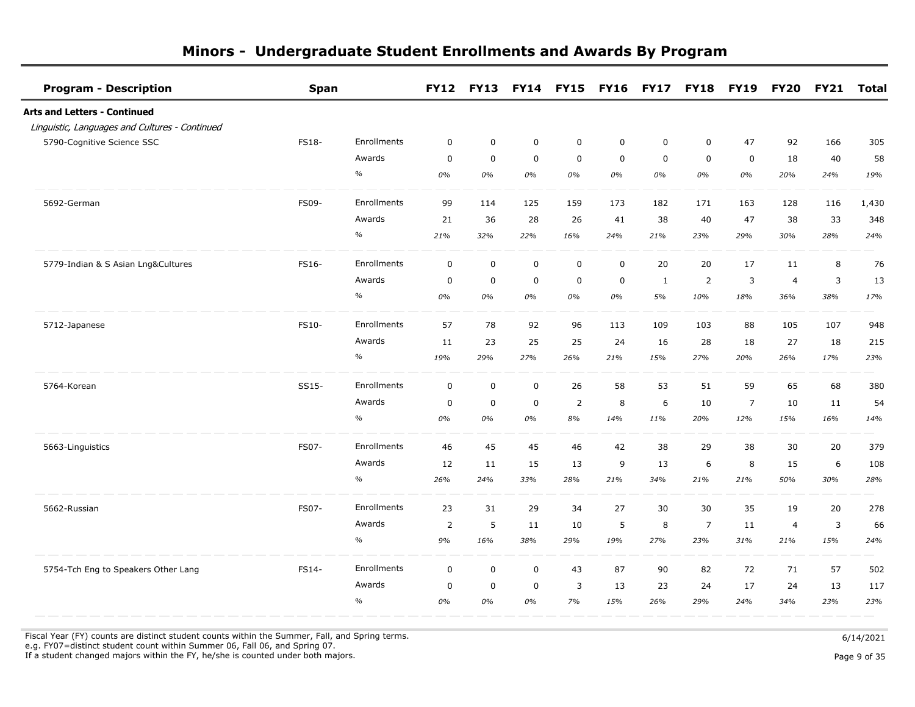# Minors - Undergraduate Student Enrollments and Awards By Program

| Program - Description | Span | | FY12 | FY13 | FY14 | FY15 | FY16 | FY17 | FY18 | FY19 | FY20 | FY21 | Total |
|---|---|---|---|---|---|---|---|---|---|---|---|---|---|
| **Arts and Letters - Continued** | | | | | | | | | | | | | |
| *Linguistic, Languages and Cultures - Continued* | | | | | | | | | | | | | |
| 5790-Cognitive Science SSC | FS18- | Enrollments | 0 | 0 | 0 | 0 | 0 | 0 | 0 | 47 | 92 | 166 | 305 |
| | | Awards | 0 | 0 | 0 | 0 | 0 | 0 | 0 | 0 | 18 | 40 | 58 |
| | | % | *0%* | *0%* | *0%* | *0%* | *0%* | *0%* | *0%* | *0%* | *20%* | *24%* | *19%* |
| 5692-German | FS09- | Enrollments | 99 | 114 | 125 | 159 | 173 | 182 | 171 | 163 | 128 | 116 | 1,430 |
| | | Awards | 21 | 36 | 28 | 26 | 41 | 38 | 40 | 47 | 38 | 33 | 348 |
| | | % | *21%* | *32%* | *22%* | *16%* | *24%* | *21%* | *23%* | *29%* | *30%* | *28%* | *24%* |
| 5779-Indian & S Asian Lng&Cultures | FS16- | Enrollments | 0 | 0 | 0 | 0 | 0 | 20 | 20 | 17 | 11 | 8 | 76 |
| | | Awards | 0 | 0 | 0 | 0 | 0 | 1 | 2 | 3 | 4 | 3 | 13 |
| | | % | *0%* | *0%* | *0%* | *0%* | *0%* | *5%* | *10%* | *18%* | *36%* | *38%* | *17%* |
| 5712-Japanese | FS10- | Enrollments | 57 | 78 | 92 | 96 | 113 | 109 | 103 | 88 | 105 | 107 | 948 |
| | | Awards | 11 | 23 | 25 | 25 | 24 | 16 | 28 | 18 | 27 | 18 | 215 |
| | | % | *19%* | *29%* | *27%* | *26%* | *21%* | *15%* | *27%* | *20%* | *26%* | *17%* | *23%* |
| 5764-Korean | SS15- | Enrollments | 0 | 0 | 0 | 26 | 58 | 53 | 51 | 59 | 65 | 68 | 380 |
| | | Awards | 0 | 0 | 0 | 2 | 8 | 6 | 10 | 7 | 10 | 11 | 54 |
| | | % | *0%* | *0%* | *0%* | *8%* | *14%* | *11%* | *20%* | *12%* | *15%* | *16%* | *14%* |
| 5663-Linguistics | FS07- | Enrollments | 46 | 45 | 45 | 46 | 42 | 38 | 29 | 38 | 30 | 20 | 379 |
| | | Awards | 12 | 11 | 15 | 13 | 9 | 13 | 6 | 8 | 15 | 6 | 108 |
| | | % | *26%* | *24%* | *33%* | *28%* | *21%* | *34%* | *21%* | *21%* | *50%* | *30%* | *28%* |
| 5662-Russian | FS07- | Enrollments | 23 | 31 | 29 | 34 | 27 | 30 | 30 | 35 | 19 | 20 | 278 |
| | | Awards | 2 | 5 | 11 | 10 | 5 | 8 | 7 | 11 | 4 | 3 | 66 |
| | | % | *9%* | *16%* | *38%* | *29%* | *19%* | *27%* | *23%* | *31%* | *21%* | *15%* | *24%* |
| 5754-Tch Eng to Speakers Other Lang | FS14- | Enrollments | 0 | 0 | 0 | 43 | 87 | 90 | 82 | 72 | 71 | 57 | 502 |
| | | Awards | 0 | 0 | 0 | 3 | 13 | 23 | 24 | 17 | 24 | 13 | 117 |
| | | % | *0%* | *0%* | *0%* | *7%* | *15%* | *26%* | *29%* | *24%* | *34%* | *23%* | *23%* |

Fiscal Year (FY) counts are distinct student counts within the Summer, Fall, and Spring terms.
e.g. FY07=distinct student count within Summer 06, Fall 06, and Spring 07.
If a student changed majors within the FY, he/she is counted under both majors.

6/14/2021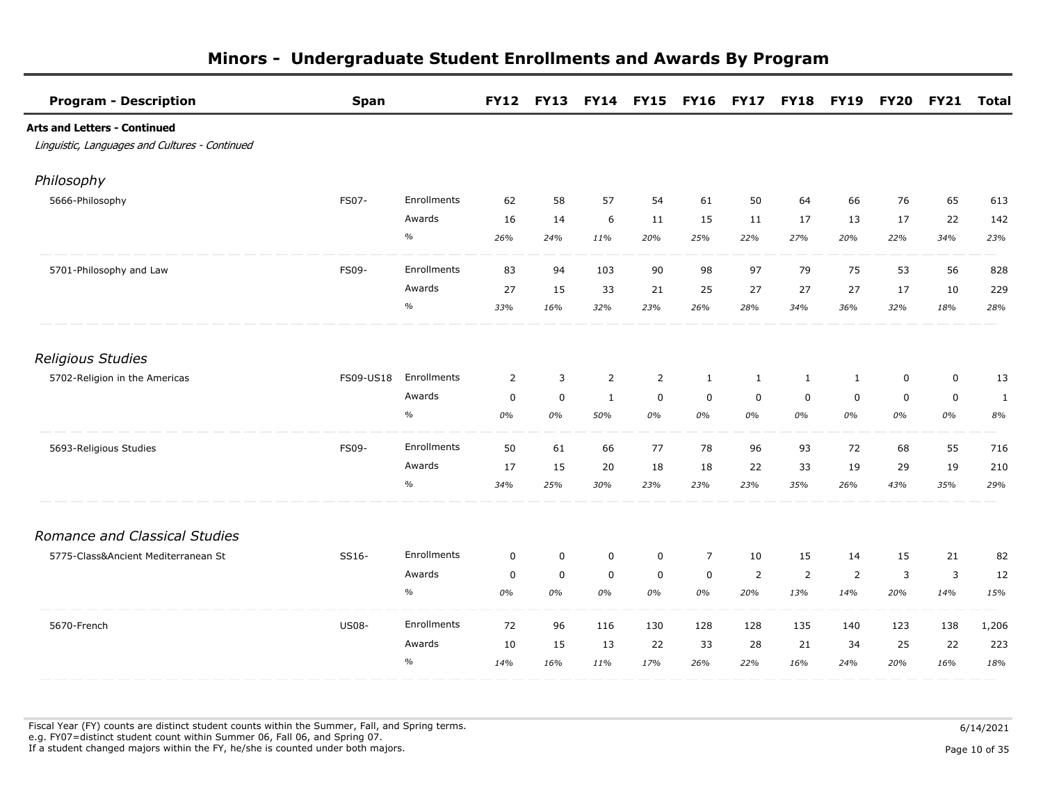# Minors - Undergraduate Student Enrollments and Awards By Program

| Program - Description | Span | | FY12 | FY13 | FY14 | FY15 | FY16 | FY17 | FY18 | FY19 | FY20 | FY21 | Total |
|---|---|---|---|---|---|---|---|---|---|---|---|---|---|
| **Arts and Letters - Continued** | | | | | | | | | | | | | |
| *Linguistic, Languages and Cultures - Continued* | | | | | | | | | | | | | |
| *Philosophy* | | | | | | | | | | | | | |
| 5666-Philosophy | FS07- | Enrollments | 62 | 58 | 57 | 54 | 61 | 50 | 64 | 66 | 76 | 65 | 613 |
| | | Awards | 16 | 14 | 6 | 11 | 15 | 11 | 17 | 13 | 17 | 22 | 142 |
| | | % | *26%* | *24%* | *11%* | *20%* | *25%* | *22%* | *27%* | *20%* | *22%* | *34%* | *23%* |
| 5701-Philosophy and Law | FS09- | Enrollments | 83 | 94 | 103 | 90 | 98 | 97 | 79 | 75 | 53 | 56 | 828 |
| | | Awards | 27 | 15 | 33 | 21 | 25 | 27 | 27 | 27 | 17 | 10 | 229 |
| | | % | *33%* | *16%* | *32%* | *23%* | *26%* | *28%* | *34%* | *36%* | *32%* | *18%* | *28%* |
| *Religious Studies* | | | | | | | | | | | | | |
| 5702-Religion in the Americas | FS09-US18 | Enrollments | 2 | 3 | 2 | 2 | 1 | 1 | 1 | 1 | 0 | 0 | 13 |
| | | Awards | 0 | 0 | 1 | 0 | 0 | 0 | 0 | 0 | 0 | 0 | 1 |
| | | % | *0%* | *0%* | *50%* | *0%* | *0%* | *0%* | *0%* | *0%* | *0%* | *0%* | *8%* |
| 5693-Religious Studies | FS09- | Enrollments | 50 | 61 | 66 | 77 | 78 | 96 | 93 | 72 | 68 | 55 | 716 |
| | | Awards | 17 | 15 | 20 | 18 | 18 | 22 | 33 | 19 | 29 | 19 | 210 |
| | | % | *34%* | *25%* | *30%* | *23%* | *23%* | *23%* | *35%* | *26%* | *43%* | *35%* | *29%* |
| *Romance and Classical Studies* | | | | | | | | | | | | | |
| 5775-Class&Ancient Mediterranean St | SS16- | Enrollments | 0 | 0 | 0 | 0 | 7 | 10 | 15 | 14 | 15 | 21 | 82 |
| | | Awards | 0 | 0 | 0 | 0 | 0 | 2 | 2 | 2 | 3 | 3 | 12 |
| | | % | *0%* | *0%* | *0%* | *0%* | *0%* | *20%* | *13%* | *14%* | *20%* | *14%* | *15%* |
| 5670-French | US08- | Enrollments | 72 | 96 | 116 | 130 | 128 | 128 | 135 | 140 | 123 | 138 | 1,206 |
| | | Awards | 10 | 15 | 13 | 22 | 33 | 28 | 21 | 34 | 25 | 22 | 223 |
| | | % | *14%* | *16%* | *11%* | *17%* | *26%* | *22%* | *16%* | *24%* | *20%* | *16%* | *18%* |

Fiscal Year (FY) counts are distinct student counts within the Summer, Fall, and Spring terms.
e.g. FY07=distinct student count within Summer 06, Fall 06, and Spring 07.
If a student changed majors within the FY, he/she is counted under both majors.

6/14/2021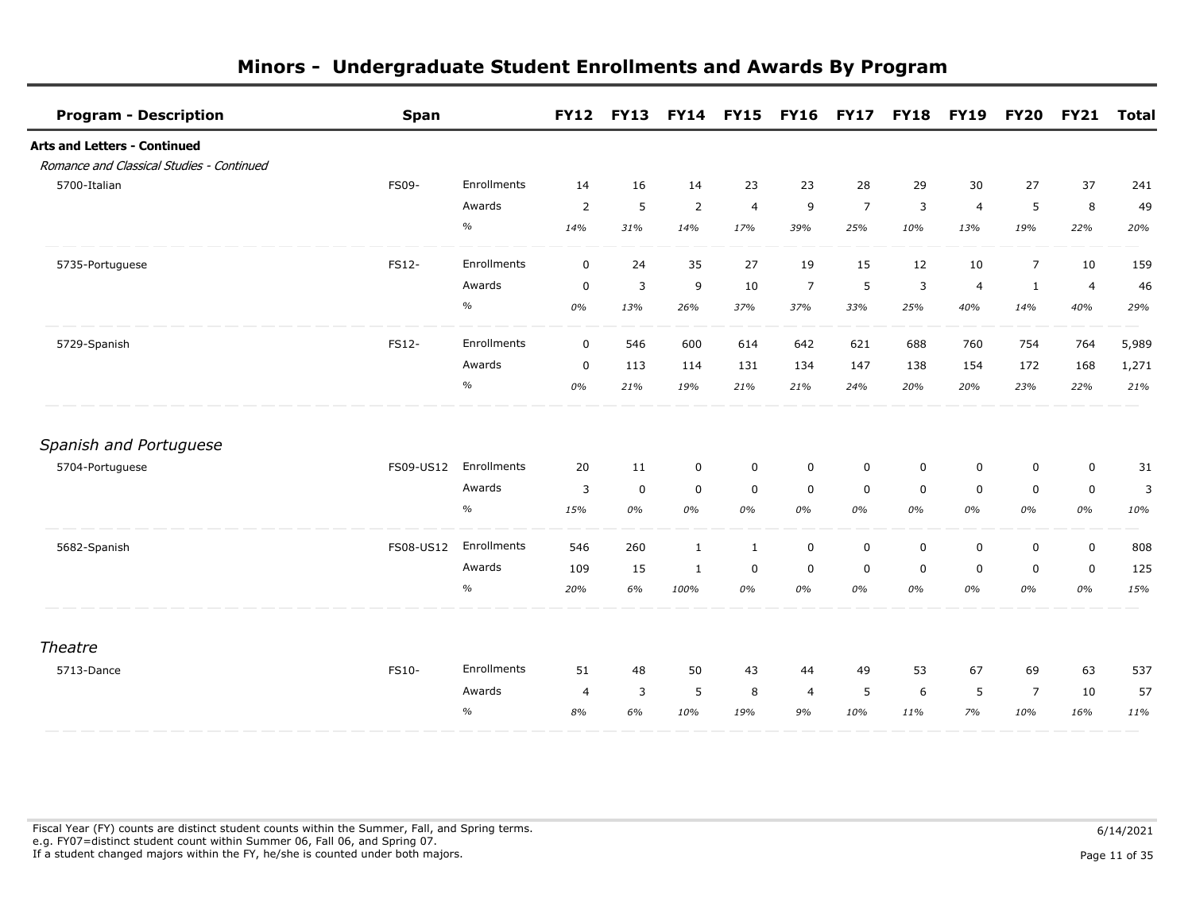# Minors - Undergraduate Student Enrollments and Awards By Program

| Program - Description | Span | | FY12 | FY13 | FY14 | FY15 | FY16 | FY17 | FY18 | FY19 | FY20 | FY21 | Total |
|---|---|---|---|---|---|---|---|---|---|---|---|---|---|
| **Arts and Letters - Continued** | | | | | | | | | | | | | |
| *Romance and Classical Studies - Continued* | | | | | | | | | | | | | |
| 5700-Italian | FS09- | Enrollments | 14 | 16 | 14 | 23 | 23 | 28 | 29 | 30 | 27 | 37 | 241 |
| | | Awards | 2 | 5 | 2 | 4 | 9 | 7 | 3 | 4 | 5 | 8 | 49 |
| | | % | *14%* | *31%* | *14%* | *17%* | *39%* | *25%* | *10%* | *13%* | *19%* | *22%* | *20%* |
| 5735-Portuguese | FS12- | Enrollments | 0 | 24 | 35 | 27 | 19 | 15 | 12 | 10 | 7 | 10 | 159 |
| | | Awards | 0 | 3 | 9 | 10 | 7 | 5 | 3 | 4 | 1 | 4 | 46 |
| | | % | *0%* | *13%* | *26%* | *37%* | *37%* | *33%* | *25%* | *40%* | *14%* | *40%* | *29%* |
| 5729-Spanish | FS12- | Enrollments | 0 | 546 | 600 | 614 | 642 | 621 | 688 | 760 | 754 | 764 | 5,989 |
| | | Awards | 0 | 113 | 114 | 131 | 134 | 147 | 138 | 154 | 172 | 168 | 1,271 |
| | | % | *0%* | *21%* | *19%* | *21%* | *21%* | *24%* | *20%* | *20%* | *23%* | *22%* | *21%* |
| *Spanish and Portuguese* | | | | | | | | | | | | | |
| 5704-Portuguese | FS09-US12 | Enrollments | 20 | 11 | 0 | 0 | 0 | 0 | 0 | 0 | 0 | 0 | 31 |
| | | Awards | 3 | 0 | 0 | 0 | 0 | 0 | 0 | 0 | 0 | 0 | 3 |
| | | % | *15%* | *0%* | *0%* | *0%* | *0%* | *0%* | *0%* | *0%* | *0%* | *0%* | *10%* |
| 5682-Spanish | FS08-US12 | Enrollments | 546 | 260 | 1 | 1 | 0 | 0 | 0 | 0 | 0 | 0 | 808 |
| | | Awards | 109 | 15 | 1 | 0 | 0 | 0 | 0 | 0 | 0 | 0 | 125 |
| | | % | *20%* | *6%* | *100%* | *0%* | *0%* | *0%* | *0%* | *0%* | *0%* | *0%* | *15%* |
| *Theatre* | | | | | | | | | | | | | |
| 5713-Dance | FS10- | Enrollments | 51 | 48 | 50 | 43 | 44 | 49 | 53 | 67 | 69 | 63 | 537 |
| | | Awards | 4 | 3 | 5 | 8 | 4 | 5 | 6 | 5 | 7 | 10 | 57 |
| | | % | *8%* | *6%* | *10%* | *19%* | *9%* | *10%* | *11%* | *7%* | *10%* | *16%* | *11%* |

Fiscal Year (FY) counts are distinct student counts within the Summer, Fall, and Spring terms.
e.g. FY07=distinct student count within Summer 06, Fall 06, and Spring 07.
If a student changed majors within the FY, he/she is counted under both majors.

6/14/2021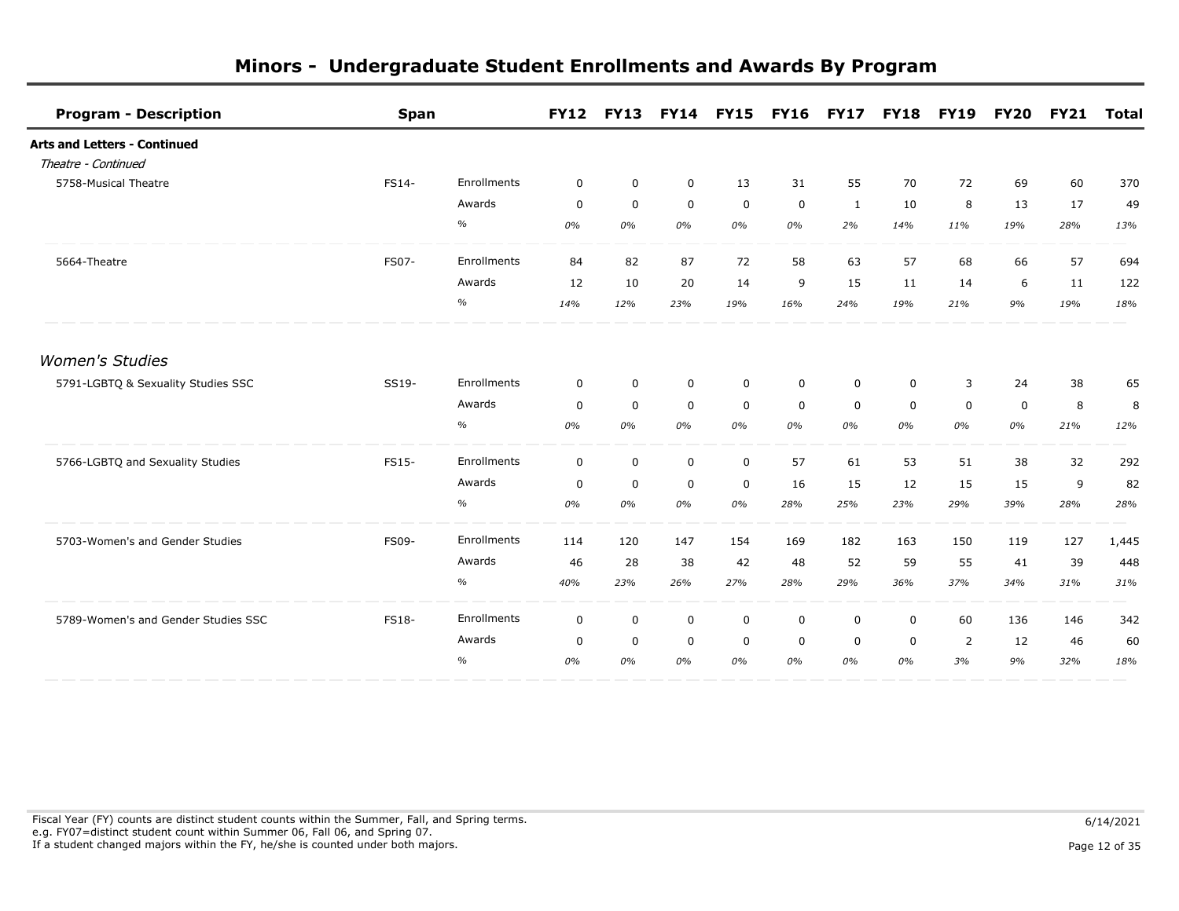# Minors - Undergraduate Student Enrollments and Awards By Program

| Program - Description | Span | | FY12 | FY13 | FY14 | FY15 | FY16 | FY17 | FY18 | FY19 | FY20 | FY21 | Total |
|---|---|---|---|---|---|---|---|---|---|---|---|---|---|
| **Arts and Letters - Continued** | | | | | | | | | | | | | |
| *Theatre - Continued* | | | | | | | | | | | | | |
| 5758-Musical Theatre | FS14- | Enrollments | 0 | 0 | 0 | 13 | 31 | 55 | 70 | 72 | 69 | 60 | 370 |
| | | Awards | 0 | 0 | 0 | 0 | 0 | 1 | 10 | 8 | 13 | 17 | 49 |
| | | % | *0%* | *0%* | *0%* | *0%* | *0%* | *2%* | *14%* | *11%* | *19%* | *28%* | *13%* |
| 5664-Theatre | FS07- | Enrollments | 84 | 82 | 87 | 72 | 58 | 63 | 57 | 68 | 66 | 57 | 694 |
| | | Awards | 12 | 10 | 20 | 14 | 9 | 15 | 11 | 14 | 6 | 11 | 122 |
| | | % | *14%* | *12%* | *23%* | *19%* | *16%* | *24%* | *19%* | *21%* | *9%* | *19%* | *18%* |
| *Women's Studies* | | | | | | | | | | | | | |
| 5791-LGBTQ & Sexuality Studies SSC | SS19- | Enrollments | 0 | 0 | 0 | 0 | 0 | 0 | 0 | 3 | 24 | 38 | 65 |
| | | Awards | 0 | 0 | 0 | 0 | 0 | 0 | 0 | 0 | 0 | 8 | 8 |
| | | % | *0%* | *0%* | *0%* | *0%* | *0%* | *0%* | *0%* | *0%* | *0%* | *21%* | *12%* |
| 5766-LGBTQ and Sexuality Studies | FS15- | Enrollments | 0 | 0 | 0 | 0 | 57 | 61 | 53 | 51 | 38 | 32 | 292 |
| | | Awards | 0 | 0 | 0 | 0 | 16 | 15 | 12 | 15 | 15 | 9 | 82 |
| | | % | *0%* | *0%* | *0%* | *0%* | *28%* | *25%* | *23%* | *29%* | *39%* | *28%* | *28%* |
| 5703-Women's and Gender Studies | FS09- | Enrollments | 114 | 120 | 147 | 154 | 169 | 182 | 163 | 150 | 119 | 127 | 1,445 |
| | | Awards | 46 | 28 | 38 | 42 | 48 | 52 | 59 | 55 | 41 | 39 | 448 |
| | | % | *40%* | *23%* | *26%* | *27%* | *28%* | *29%* | *36%* | *37%* | *34%* | *31%* | *31%* |
| 5789-Women's and Gender Studies SSC | FS18- | Enrollments | 0 | 0 | 0 | 0 | 0 | 0 | 0 | 60 | 136 | 146 | 342 |
| | | Awards | 0 | 0 | 0 | 0 | 0 | 0 | 0 | 2 | 12 | 46 | 60 |
| | | % | *0%* | *0%* | *0%* | *0%* | *0%* | *0%* | *0%* | *3%* | *9%* | *32%* | *18%* |

Fiscal Year (FY) counts are distinct student counts within the Summer, Fall, and Spring terms.
e.g. FY07=distinct student count within Summer 06, Fall 06, and Spring 07.
If a student changed majors within the FY, he/she is counted under both majors.

6/14/2021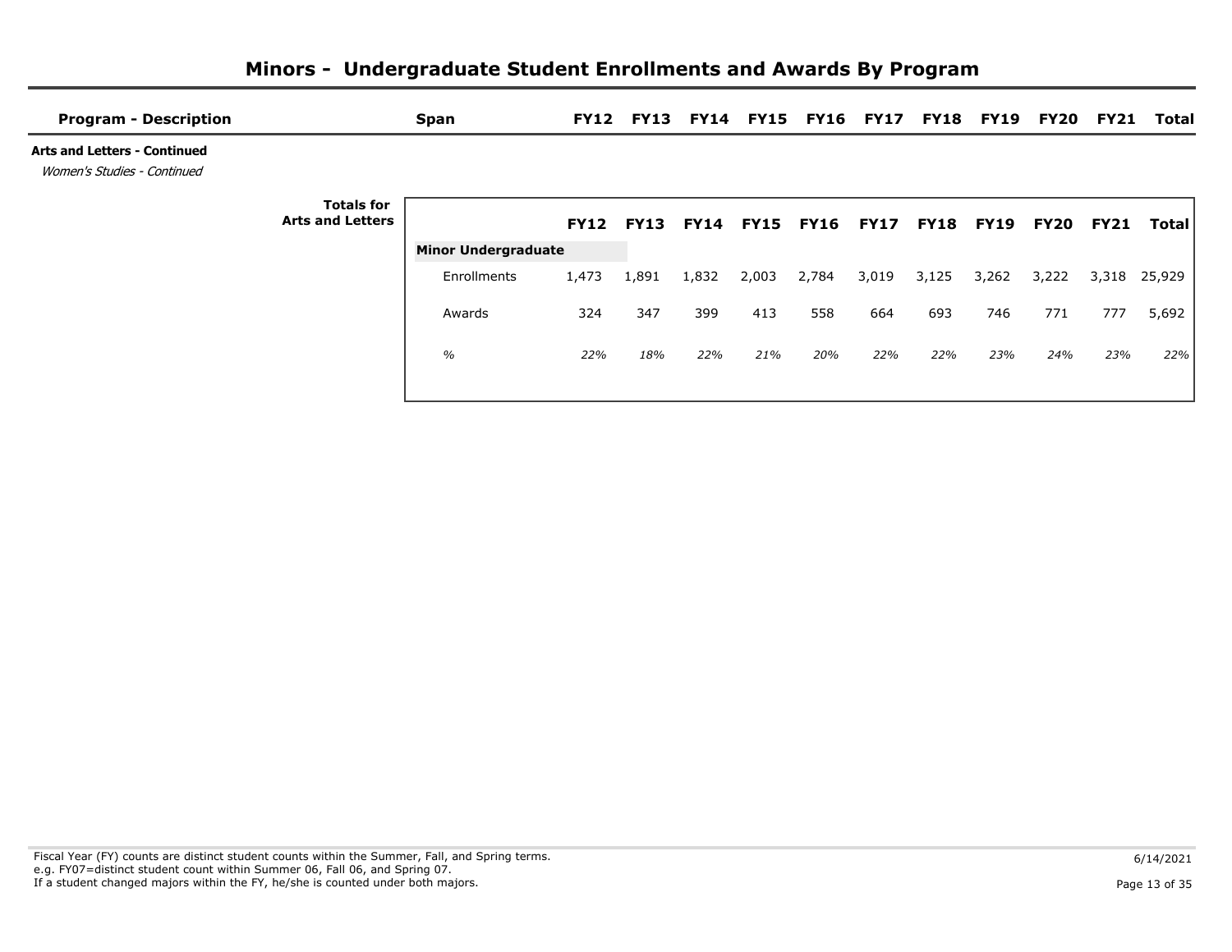# Minors - Undergraduate Student Enrollments and Awards By Program

| Program - Description | Span | FY12 | FY13 | FY14 | FY15 | FY16 | FY17 | FY18 | FY19 | FY20 | FY21 | Total |
|---|---|---|---|---|---|---|---|---|---|---|---|---|

**Arts and Letters - Continued**

*Women's Studies - Continued*

**Totals for Arts and Letters**

| | FY12 | FY13 | FY14 | FY15 | FY16 | FY17 | FY18 | FY19 | FY20 | FY21 | Total |
|---|---|---|---|---|---|---|---|---|---|---|---|
| **Minor Undergraduate** | | | | | | | | | | | |
| Enrollments | 1,473 | 1,891 | 1,832 | 2,003 | 2,784 | 3,019 | 3,125 | 3,262 | 3,222 | 3,318 | 25,929 |
| Awards | 324 | 347 | 399 | 413 | 558 | 664 | 693 | 746 | 771 | 777 | 5,692 |
| *%* | *22%* | *18%* | *22%* | *21%* | *20%* | *22%* | *22%* | *23%* | *24%* | *23%* | *22%* |

Fiscal Year (FY) counts are distinct student counts within the Summer, Fall, and Spring terms.
e.g. FY07=distinct student count within Summer 06, Fall 06, and Spring 07.
If a student changed majors within the FY, he/she is counted under both majors.

6/14/2021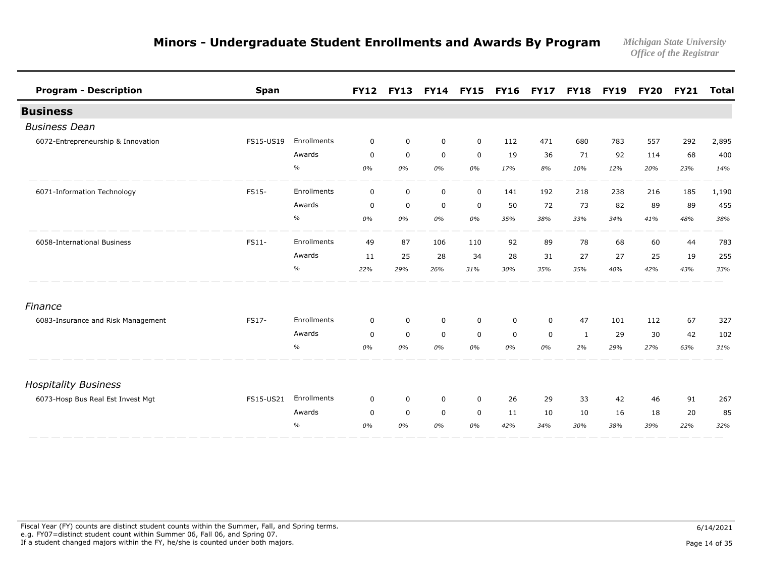# Minors - Undergraduate Student Enrollments and Awards By Program

*Michigan State University*
*Office of the Registrar*

| Program - Description | Span | | FY12 | FY13 | FY14 | FY15 | FY16 | FY17 | FY18 | FY19 | FY20 | FY21 | Total |
|---|---|---|---|---|---|---|---|---|---|---|---|---|---|
| **Business** | | | | | | | | | | | | | |
| *Business Dean* | | | | | | | | | | | | | |
| 6072-Entrepreneurship & Innovation | FS15-US19 | Enrollments | 0 | 0 | 0 | 0 | 112 | 471 | 680 | 783 | 557 | 292 | 2,895 |
| | | Awards | 0 | 0 | 0 | 0 | 19 | 36 | 71 | 92 | 114 | 68 | 400 |
| | | % | *0%* | *0%* | *0%* | *0%* | *17%* | *8%* | *10%* | *12%* | *20%* | *23%* | *14%* |
| 6071-Information Technology | FS15- | Enrollments | 0 | 0 | 0 | 0 | 141 | 192 | 218 | 238 | 216 | 185 | 1,190 |
| | | Awards | 0 | 0 | 0 | 0 | 50 | 72 | 73 | 82 | 89 | 89 | 455 |
| | | % | *0%* | *0%* | *0%* | *0%* | *35%* | *38%* | *33%* | *34%* | *41%* | *48%* | *38%* |
| 6058-International Business | FS11- | Enrollments | 49 | 87 | 106 | 110 | 92 | 89 | 78 | 68 | 60 | 44 | 783 |
| | | Awards | 11 | 25 | 28 | 34 | 28 | 31 | 27 | 27 | 25 | 19 | 255 |
| | | % | *22%* | *29%* | *26%* | *31%* | *30%* | *35%* | *35%* | *40%* | *42%* | *43%* | *33%* |
| *Finance* | | | | | | | | | | | | | |
| 6083-Insurance and Risk Management | FS17- | Enrollments | 0 | 0 | 0 | 0 | 0 | 0 | 47 | 101 | 112 | 67 | 327 |
| | | Awards | 0 | 0 | 0 | 0 | 0 | 0 | 1 | 29 | 30 | 42 | 102 |
| | | % | *0%* | *0%* | *0%* | *0%* | *0%* | *0%* | *2%* | *29%* | *27%* | *63%* | *31%* |
| *Hospitality Business* | | | | | | | | | | | | | |
| 6073-Hosp Bus Real Est Invest Mgt | FS15-US21 | Enrollments | 0 | 0 | 0 | 0 | 26 | 29 | 33 | 42 | 46 | 91 | 267 |
| | | Awards | 0 | 0 | 0 | 0 | 11 | 10 | 10 | 16 | 18 | 20 | 85 |
| | | % | *0%* | *0%* | *0%* | *0%* | *42%* | *34%* | *30%* | *38%* | *39%* | *22%* | *32%* |

Fiscal Year (FY) counts are distinct student counts within the Summer, Fall, and Spring terms.
e.g. FY07=distinct student count within Summer 06, Fall 06, and Spring 07.
If a student changed majors within the FY, he/she is counted under both majors.

6/14/2021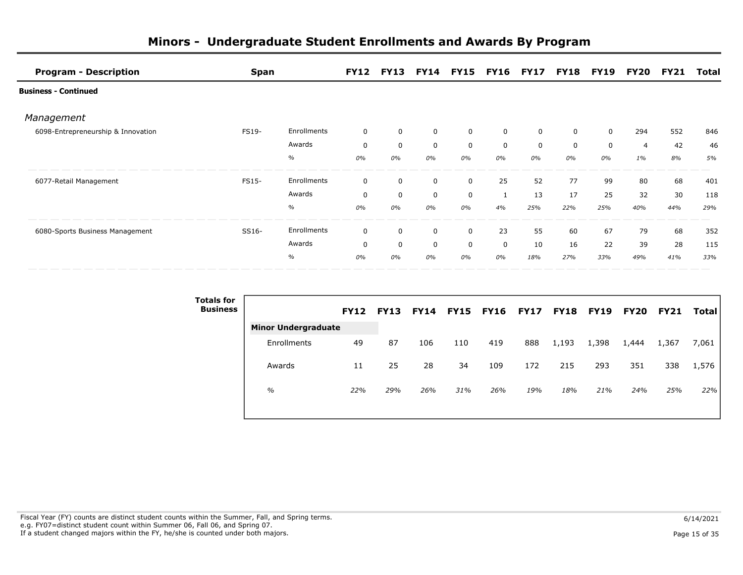# Minors - Undergraduate Student Enrollments and Awards By Program

| Program - Description | Span | | FY12 | FY13 | FY14 | FY15 | FY16 | FY17 | FY18 | FY19 | FY20 | FY21 | Total |
|---|---|---|---|---|---|---|---|---|---|---|---|---|---|
| **Business - Continued** | | | | | | | | | | | | | |
| *Management* | | | | | | | | | | | | | |
| 6098-Entrepreneurship & Innovation | FS19- | Enrollments | 0 | 0 | 0 | 0 | 0 | 0 | 0 | 0 | 294 | 552 | 846 |
| | | Awards | 0 | 0 | 0 | 0 | 0 | 0 | 0 | 0 | 4 | 42 | 46 |
| | | % | *0%* | *0%* | *0%* | *0%* | *0%* | *0%* | *0%* | *0%* | *1%* | *8%* | *5%* |
| 6077-Retail Management | FS15- | Enrollments | 0 | 0 | 0 | 0 | 25 | 52 | 77 | 99 | 80 | 68 | 401 |
| | | Awards | 0 | 0 | 0 | 0 | 1 | 13 | 17 | 25 | 32 | 30 | 118 |
| | | % | *0%* | *0%* | *0%* | *0%* | *4%* | *25%* | *22%* | *25%* | *40%* | *44%* | *29%* |
| 6080-Sports Business Management | SS16- | Enrollments | 0 | 0 | 0 | 0 | 23 | 55 | 60 | 67 | 79 | 68 | 352 |
| | | Awards | 0 | 0 | 0 | 0 | 0 | 10 | 16 | 22 | 39 | 28 | 115 |
| | | % | *0%* | *0%* | *0%* | *0%* | *0%* | *18%* | *27%* | *33%* | *49%* | *41%* | *33%* |

**Totals for Business**

| | FY12 | FY13 | FY14 | FY15 | FY16 | FY17 | FY18 | FY19 | FY20 | FY21 | Total |
|---|---|---|---|---|---|---|---|---|---|---|---|
| **Minor Undergraduate** | | | | | | | | | | | |
| Enrollments | 49 | 87 | 106 | 110 | 419 | 888 | 1,193 | 1,398 | 1,444 | 1,367 | 7,061 |
| Awards | 11 | 25 | 28 | 34 | 109 | 172 | 215 | 293 | 351 | 338 | 1,576 |
| *%* | *22%* | *29%* | *26%* | *31%* | *26%* | *19%* | *18%* | *21%* | *24%* | *25%* | *22%* |

Fiscal Year (FY) counts are distinct student counts within the Summer, Fall, and Spring terms.
e.g. FY07=distinct student count within Summer 06, Fall 06, and Spring 07.
If a student changed majors within the FY, he/she is counted under both majors.

6/14/2021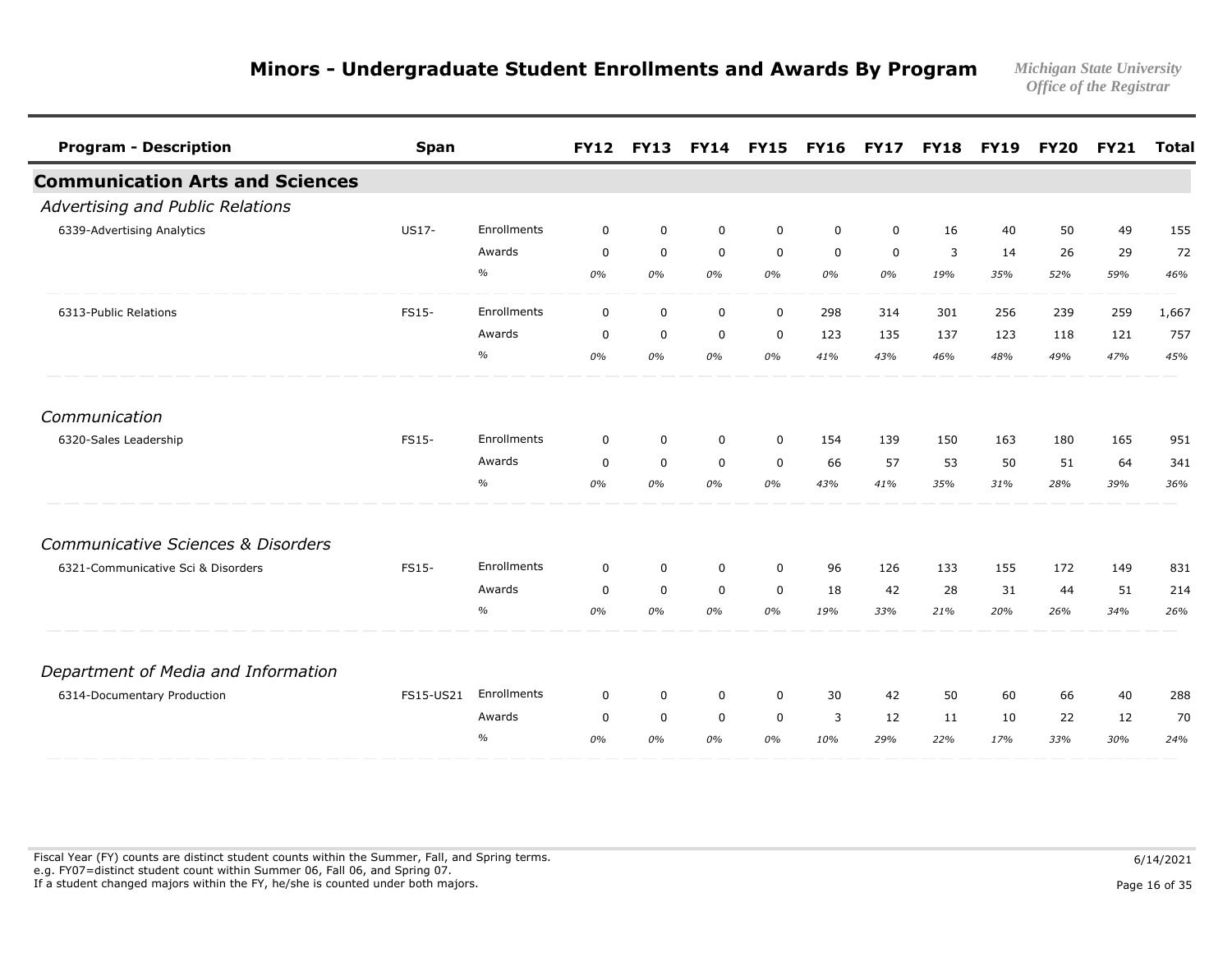# Minors - Undergraduate Student Enrollments and Awards By Program

*Michigan State University*
*Office of the Registrar*

| Program - Description | Span | | FY12 | FY13 | FY14 | FY15 | FY16 | FY17 | FY18 | FY19 | FY20 | FY21 | Total |
|---|---|---|---|---|---|---|---|---|---|---|---|---|---|
| **Communication Arts and Sciences** | | | | | | | | | | | | | |
| *Advertising and Public Relations* | | | | | | | | | | | | | |
| 6339-Advertising Analytics | US17- | Enrollments | 0 | 0 | 0 | 0 | 0 | 0 | 16 | 40 | 50 | 49 | 155 |
| | | Awards | 0 | 0 | 0 | 0 | 0 | 0 | 3 | 14 | 26 | 29 | 72 |
| | | % | *0%* | *0%* | *0%* | *0%* | *0%* | *0%* | *19%* | *35%* | *52%* | *59%* | *46%* |
| 6313-Public Relations | FS15- | Enrollments | 0 | 0 | 0 | 0 | 298 | 314 | 301 | 256 | 239 | 259 | 1,667 |
| | | Awards | 0 | 0 | 0 | 0 | 123 | 135 | 137 | 123 | 118 | 121 | 757 |
| | | % | *0%* | *0%* | *0%* | *0%* | *41%* | *43%* | *46%* | *48%* | *49%* | *47%* | *45%* |
| *Communication* | | | | | | | | | | | | | |
| 6320-Sales Leadership | FS15- | Enrollments | 0 | 0 | 0 | 0 | 154 | 139 | 150 | 163 | 180 | 165 | 951 |
| | | Awards | 0 | 0 | 0 | 0 | 66 | 57 | 53 | 50 | 51 | 64 | 341 |
| | | % | *0%* | *0%* | *0%* | *0%* | *43%* | *41%* | *35%* | *31%* | *28%* | *39%* | *36%* |
| *Communicative Sciences & Disorders* | | | | | | | | | | | | | |
| 6321-Communicative Sci & Disorders | FS15- | Enrollments | 0 | 0 | 0 | 0 | 96 | 126 | 133 | 155 | 172 | 149 | 831 |
| | | Awards | 0 | 0 | 0 | 0 | 18 | 42 | 28 | 31 | 44 | 51 | 214 |
| | | % | *0%* | *0%* | *0%* | *0%* | *19%* | *33%* | *21%* | *20%* | *26%* | *34%* | *26%* |
| *Department of Media and Information* | | | | | | | | | | | | | |
| 6314-Documentary Production | FS15-US21 | Enrollments | 0 | 0 | 0 | 0 | 30 | 42 | 50 | 60 | 66 | 40 | 288 |
| | | Awards | 0 | 0 | 0 | 0 | 3 | 12 | 11 | 10 | 22 | 12 | 70 |
| | | % | *0%* | *0%* | *0%* | *0%* | *10%* | *29%* | *22%* | *17%* | *33%* | *30%* | *24%* |

Fiscal Year (FY) counts are distinct student counts within the Summer, Fall, and Spring terms.
e.g. FY07=distinct student count within Summer 06, Fall 06, and Spring 07.
If a student changed majors within the FY, he/she is counted under both majors.

6/14/2021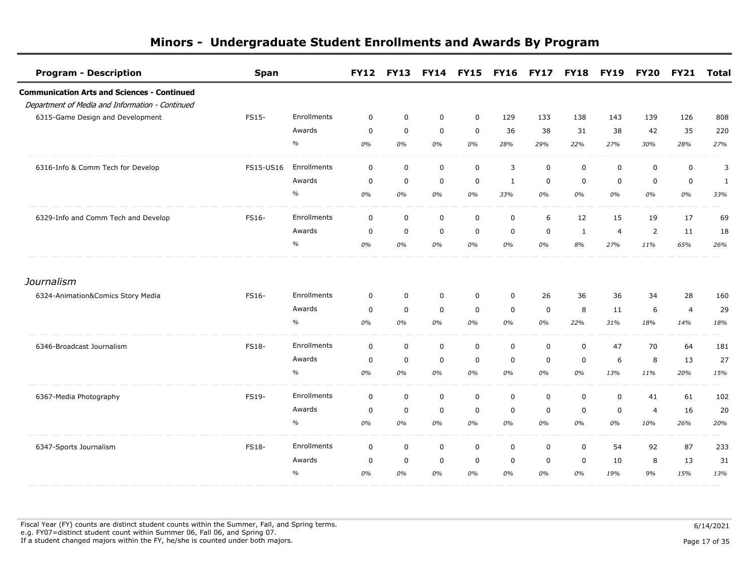# Minors - Undergraduate Student Enrollments and Awards By Program

| Program - Description | Span | | FY12 | FY13 | FY14 | FY15 | FY16 | FY17 | FY18 | FY19 | FY20 | FY21 | Total |
|---|---|---|---|---|---|---|---|---|---|---|---|---|---|
| **Communication Arts and Sciences - Continued** | | | | | | | | | | | | | |
| *Department of Media and Information - Continued* | | | | | | | | | | | | | |
| 6315-Game Design and Development | FS15- | Enrollments | 0 | 0 | 0 | 0 | 129 | 133 | 138 | 143 | 139 | 126 | 808 |
| | | Awards | 0 | 0 | 0 | 0 | 36 | 38 | 31 | 38 | 42 | 35 | 220 |
| | | % | *0%* | *0%* | *0%* | *0%* | *28%* | *29%* | *22%* | *27%* | *30%* | *28%* | *27%* |
| 6316-Info & Comm Tech for Develop | FS15-US16 | Enrollments | 0 | 0 | 0 | 0 | 3 | 0 | 0 | 0 | 0 | 0 | 3 |
| | | Awards | 0 | 0 | 0 | 0 | 1 | 0 | 0 | 0 | 0 | 0 | 1 |
| | | % | *0%* | *0%* | *0%* | *0%* | *33%* | *0%* | *0%* | *0%* | *0%* | *0%* | *33%* |
| 6329-Info and Comm Tech and Develop | FS16- | Enrollments | 0 | 0 | 0 | 0 | 0 | 6 | 12 | 15 | 19 | 17 | 69 |
| | | Awards | 0 | 0 | 0 | 0 | 0 | 0 | 1 | 4 | 2 | 11 | 18 |
| | | % | *0%* | *0%* | *0%* | *0%* | *0%* | *0%* | *8%* | *27%* | *11%* | *65%* | *26%* |
| *Journalism* | | | | | | | | | | | | | |
| 6324-Animation&Comics Story Media | FS16- | Enrollments | 0 | 0 | 0 | 0 | 0 | 26 | 36 | 36 | 34 | 28 | 160 |
| | | Awards | 0 | 0 | 0 | 0 | 0 | 0 | 8 | 11 | 6 | 4 | 29 |
| | | % | *0%* | *0%* | *0%* | *0%* | *0%* | *0%* | *22%* | *31%* | *18%* | *14%* | *18%* |
| 6346-Broadcast Journalism | FS18- | Enrollments | 0 | 0 | 0 | 0 | 0 | 0 | 0 | 47 | 70 | 64 | 181 |
| | | Awards | 0 | 0 | 0 | 0 | 0 | 0 | 0 | 6 | 8 | 13 | 27 |
| | | % | *0%* | *0%* | *0%* | *0%* | *0%* | *0%* | *0%* | *13%* | *11%* | *20%* | *15%* |
| 6367-Media Photography | FS19- | Enrollments | 0 | 0 | 0 | 0 | 0 | 0 | 0 | 0 | 41 | 61 | 102 |
| | | Awards | 0 | 0 | 0 | 0 | 0 | 0 | 0 | 0 | 4 | 16 | 20 |
| | | % | *0%* | *0%* | *0%* | *0%* | *0%* | *0%* | *0%* | *0%* | *10%* | *26%* | *20%* |
| 6347-Sports Journalism | FS18- | Enrollments | 0 | 0 | 0 | 0 | 0 | 0 | 0 | 54 | 92 | 87 | 233 |
| | | Awards | 0 | 0 | 0 | 0 | 0 | 0 | 0 | 10 | 8 | 13 | 31 |
| | | % | *0%* | *0%* | *0%* | *0%* | *0%* | *0%* | *0%* | *19%* | *9%* | *15%* | *13%* |

Fiscal Year (FY) counts are distinct student counts within the Summer, Fall, and Spring terms.
e.g. FY07=distinct student count within Summer 06, Fall 06, and Spring 07.
If a student changed majors within the FY, he/she is counted under both majors.

6/14/2021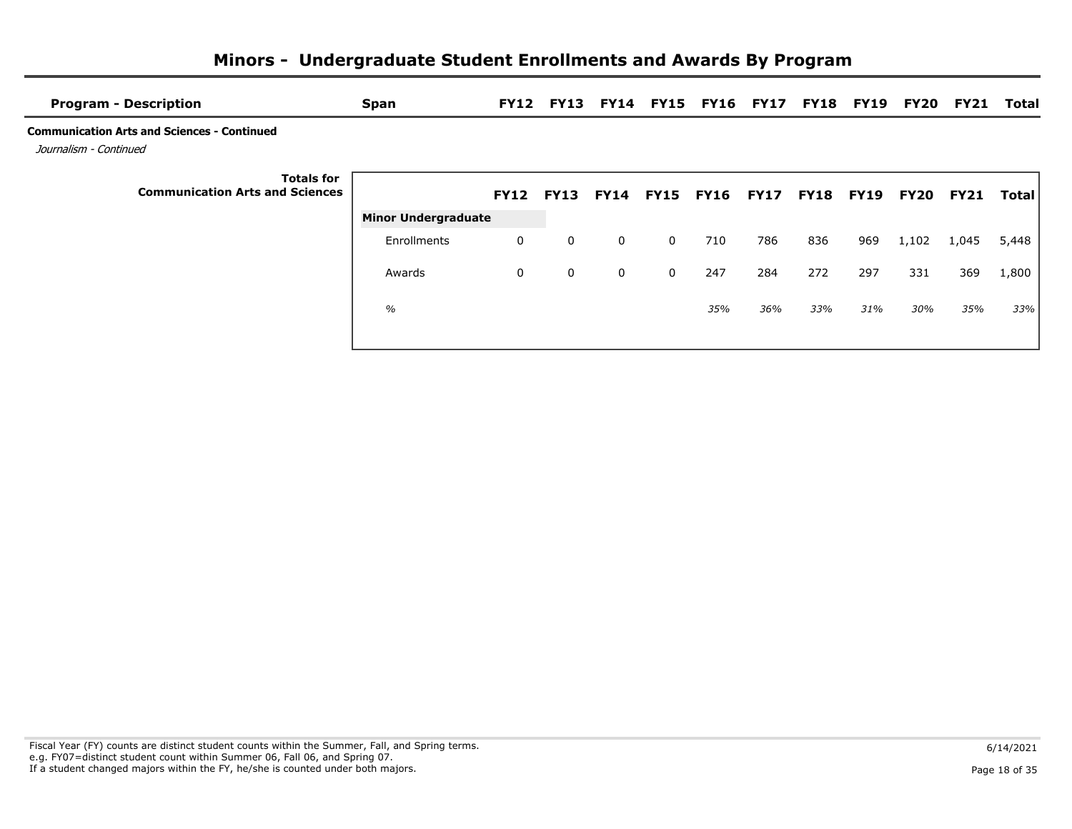# Minors - Undergraduate Student Enrollments and Awards By Program

| Program - Description | Span | FY12 | FY13 | FY14 | FY15 | FY16 | FY17 | FY18 | FY19 | FY20 | FY21 | Total |
|---|---|---|---|---|---|---|---|---|---|---|---|---|

**Communication Arts and Sciences - Continued**

*Journalism - Continued*

**Totals for Communication Arts and Sciences**

| | FY12 | FY13 | FY14 | FY15 | FY16 | FY17 | FY18 | FY19 | FY20 | FY21 | Total |
|---|---|---|---|---|---|---|---|---|---|---|---|
| **Minor Undergraduate** | | | | | | | | | | | |
| Enrollments | 0 | 0 | 0 | 0 | 710 | 786 | 836 | 969 | 1,102 | 1,045 | 5,448 |
| Awards | 0 | 0 | 0 | 0 | 247 | 284 | 272 | 297 | 331 | 369 | 1,800 |
| *%* | | | | | *35%* | *36%* | *33%* | *31%* | *30%* | *35%* | *33%* |

Fiscal Year (FY) counts are distinct student counts within the Summer, Fall, and Spring terms.
e.g. FY07=distinct student count within Summer 06, Fall 06, and Spring 07.
If a student changed majors within the FY, he/she is counted under both majors.

6/14/2021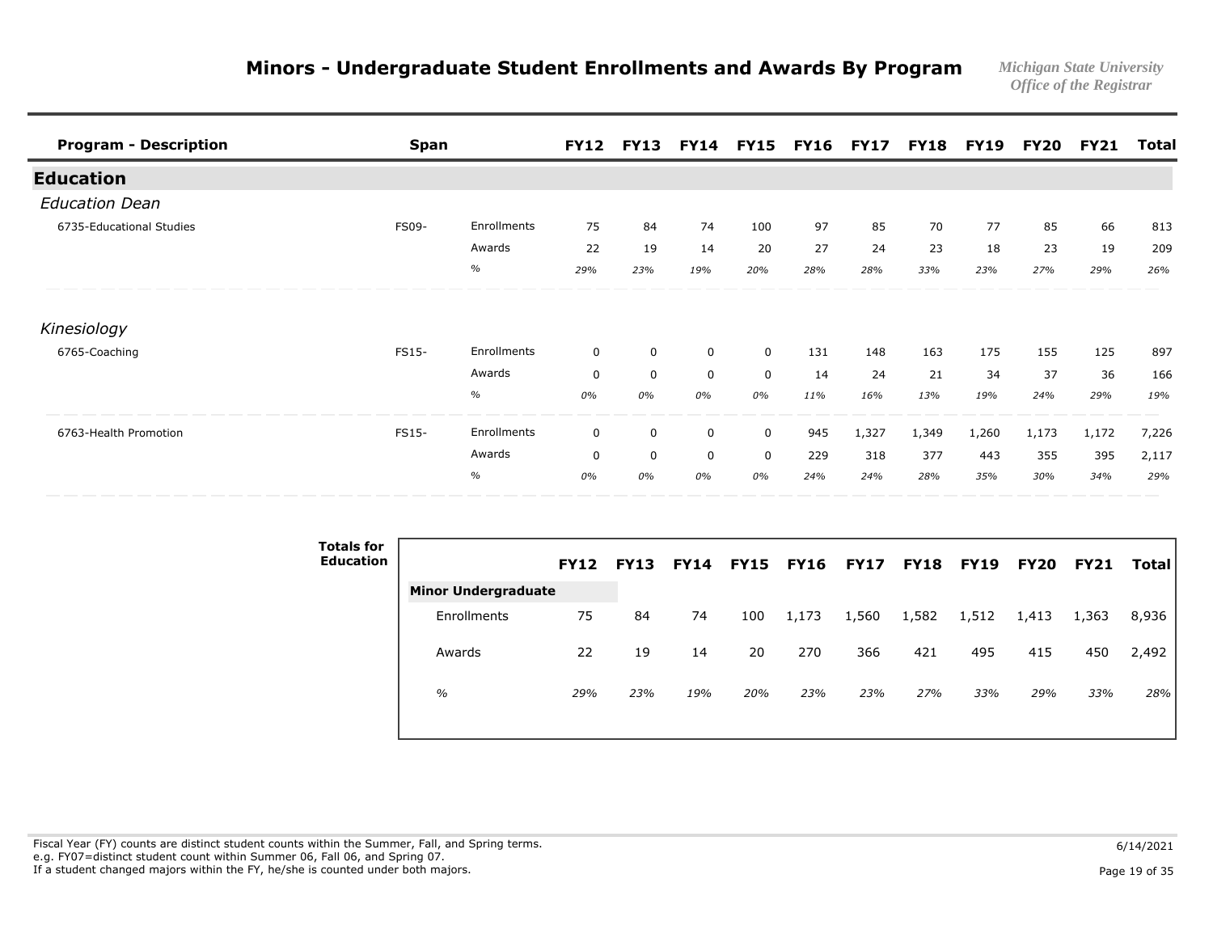# Minors - Undergraduate Student Enrollments and Awards By Program

*Michigan State University*
*Office of the Registrar*

| Program - Description | Span | | FY12 | FY13 | FY14 | FY15 | FY16 | FY17 | FY18 | FY19 | FY20 | FY21 | Total |
|---|---|---|---|---|---|---|---|---|---|---|---|---|---|
| **Education** | | | | | | | | | | | | | |
| *Education Dean* | | | | | | | | | | | | | |
| 6735-Educational Studies | FS09- | Enrollments | 75 | 84 | 74 | 100 | 97 | 85 | 70 | 77 | 85 | 66 | 813 |
| | | Awards | 22 | 19 | 14 | 20 | 27 | 24 | 23 | 18 | 23 | 19 | 209 |
| | | *%* | *29%* | *23%* | *19%* | *20%* | *28%* | *28%* | *33%* | *23%* | *27%* | *29%* | *26%* |
| *Kinesiology* | | | | | | | | | | | | | |
| 6765-Coaching | FS15- | Enrollments | 0 | 0 | 0 | 0 | 131 | 148 | 163 | 175 | 155 | 125 | 897 |
| | | Awards | 0 | 0 | 0 | 0 | 14 | 24 | 21 | 34 | 37 | 36 | 166 |
| | | *%* | *0%* | *0%* | *0%* | *0%* | *11%* | *16%* | *13%* | *19%* | *24%* | *29%* | *19%* |
| 6763-Health Promotion | FS15- | Enrollments | 0 | 0 | 0 | 0 | 945 | 1,327 | 1,349 | 1,260 | 1,173 | 1,172 | 7,226 |
| | | Awards | 0 | 0 | 0 | 0 | 229 | 318 | 377 | 443 | 355 | 395 | 2,117 |
| | | *%* | *0%* | *0%* | *0%* | *0%* | *24%* | *24%* | *28%* | *35%* | *30%* | *34%* | *29%* |

**Totals for Education**

| | FY12 | FY13 | FY14 | FY15 | FY16 | FY17 | FY18 | FY19 | FY20 | FY21 | Total |
|---|---|---|---|---|---|---|---|---|---|---|---|
| **Minor Undergraduate** | | | | | | | | | | | |
| Enrollments | 75 | 84 | 74 | 100 | 1,173 | 1,560 | 1,582 | 1,512 | 1,413 | 1,363 | 8,936 |
| Awards | 22 | 19 | 14 | 20 | 270 | 366 | 421 | 495 | 415 | 450 | 2,492 |
| *%* | *29%* | *23%* | *19%* | *20%* | *23%* | *23%* | *27%* | *33%* | *29%* | *33%* | *28%* |

Fiscal Year (FY) counts are distinct student counts within the Summer, Fall, and Spring terms.
e.g. FY07=distinct student count within Summer 06, Fall 06, and Spring 07.
If a student changed majors within the FY, he/she is counted under both majors.

6/14/2021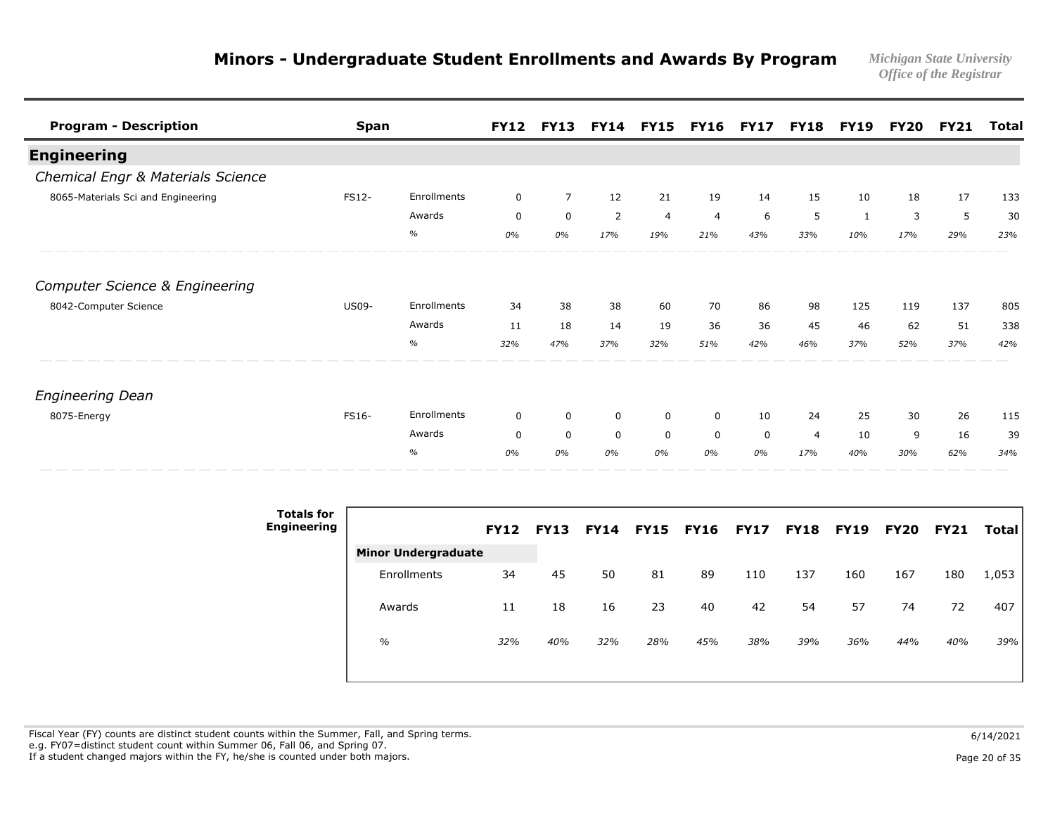# Minors - Undergraduate Student Enrollments and Awards By Program

*Michigan State University*
*Office of the Registrar*

| Program - Description | Span | | FY12 | FY13 | FY14 | FY15 | FY16 | FY17 | FY18 | FY19 | FY20 | FY21 | Total |
|---|---|---|---|---|---|---|---|---|---|---|---|---|---|
| **Engineering** | | | | | | | | | | | | | |
| *Chemical Engr & Materials Science* | | | | | | | | | | | | | |
| 8065-Materials Sci and Engineering | FS12- | Enrollments | 0 | 7 | 12 | 21 | 19 | 14 | 15 | 10 | 18 | 17 | 133 |
| | | Awards | 0 | 0 | 2 | 4 | 4 | 6 | 5 | 1 | 3 | 5 | 30 |
| | | % | *0%* | *0%* | *17%* | *19%* | *21%* | *43%* | *33%* | *10%* | *17%* | *29%* | *23%* |
| *Computer Science & Engineering* | | | | | | | | | | | | | |
| 8042-Computer Science | US09- | Enrollments | 34 | 38 | 38 | 60 | 70 | 86 | 98 | 125 | 119 | 137 | 805 |
| | | Awards | 11 | 18 | 14 | 19 | 36 | 36 | 45 | 46 | 62 | 51 | 338 |
| | | % | *32%* | *47%* | *37%* | *32%* | *51%* | *42%* | *46%* | *37%* | *52%* | *37%* | *42%* |
| *Engineering Dean* | | | | | | | | | | | | | |
| 8075-Energy | FS16- | Enrollments | 0 | 0 | 0 | 0 | 0 | 10 | 24 | 25 | 30 | 26 | 115 |
| | | Awards | 0 | 0 | 0 | 0 | 0 | 0 | 4 | 10 | 9 | 16 | 39 |
| | | % | *0%* | *0%* | *0%* | *0%* | *0%* | *0%* | *17%* | *40%* | *30%* | *62%* | *34%* |

**Totals for Engineering**

| | FY12 | FY13 | FY14 | FY15 | FY16 | FY17 | FY18 | FY19 | FY20 | FY21 | Total |
|---|---|---|---|---|---|---|---|---|---|---|---|
| **Minor Undergraduate** | | | | | | | | | | | |
| Enrollments | 34 | 45 | 50 | 81 | 89 | 110 | 137 | 160 | 167 | 180 | 1,053 |
| Awards | 11 | 18 | 16 | 23 | 40 | 42 | 54 | 57 | 74 | 72 | 407 |
| *%* | *32%* | *40%* | *32%* | *28%* | *45%* | *38%* | *39%* | *36%* | *44%* | *40%* | *39%* |

Fiscal Year (FY) counts are distinct student counts within the Summer, Fall, and Spring terms.
e.g. FY07=distinct student count within Summer 06, Fall 06, and Spring 07.
If a student changed majors within the FY, he/she is counted under both majors.

6/14/2021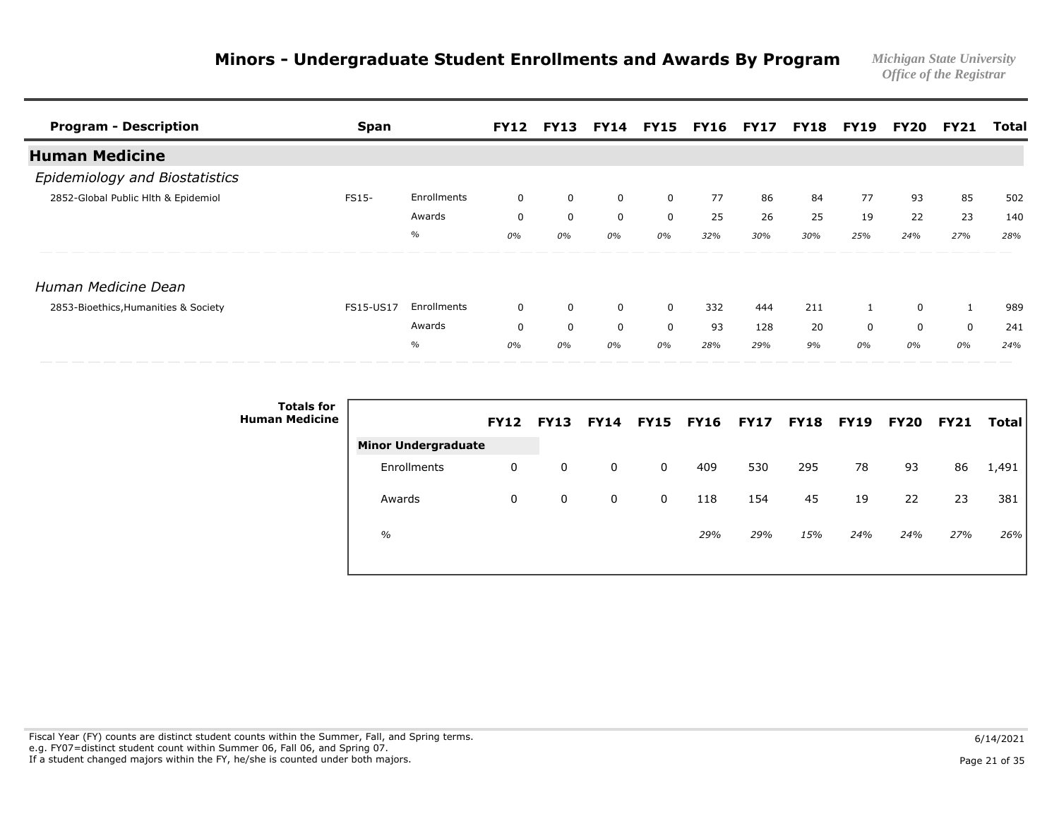# Minors - Undergraduate Student Enrollments and Awards By Program

*Michigan State University*
*Office of the Registrar*

| Program - Description | Span | | FY12 | FY13 | FY14 | FY15 | FY16 | FY17 | FY18 | FY19 | FY20 | FY21 | Total |
|---|---|---|---|---|---|---|---|---|---|---|---|---|---|
| **Human Medicine** | | | | | | | | | | | | | |
| *Epidemiology and Biostatistics* | | | | | | | | | | | | | |
| 2852-Global Public Hlth & Epidemiol | FS15- | Enrollments | 0 | 0 | 0 | 0 | 77 | 86 | 84 | 77 | 93 | 85 | 502 |
| | | Awards | 0 | 0 | 0 | 0 | 25 | 26 | 25 | 19 | 22 | 23 | 140 |
| | | % | *0%* | *0%* | *0%* | *0%* | *32%* | *30%* | *30%* | *25%* | *24%* | *27%* | *28%* |
| *Human Medicine Dean* | | | | | | | | | | | | | |
| 2853-Bioethics,Humanities & Society | FS15-US17 | Enrollments | 0 | 0 | 0 | 0 | 332 | 444 | 211 | 1 | 0 | 1 | 989 |
| | | Awards | 0 | 0 | 0 | 0 | 93 | 128 | 20 | 0 | 0 | 0 | 241 |
| | | % | *0%* | *0%* | *0%* | *0%* | *28%* | *29%* | *9%* | *0%* | *0%* | *0%* | *24%* |

**Totals for Human Medicine**

| | FY12 | FY13 | FY14 | FY15 | FY16 | FY17 | FY18 | FY19 | FY20 | FY21 | Total |
|---|---|---|---|---|---|---|---|---|---|---|---|
| **Minor Undergraduate** | | | | | | | | | | | |
| Enrollments | 0 | 0 | 0 | 0 | 409 | 530 | 295 | 78 | 93 | 86 | 1,491 |
| Awards | 0 | 0 | 0 | 0 | 118 | 154 | 45 | 19 | 22 | 23 | 381 |
| *%* | | | | | *29%* | *29%* | *15%* | *24%* | *24%* | *27%* | *26%* |

Fiscal Year (FY) counts are distinct student counts within the Summer, Fall, and Spring terms.
e.g. FY07=distinct student count within Summer 06, Fall 06, and Spring 07.
If a student changed majors within the FY, he/she is counted under both majors.

6/14/2021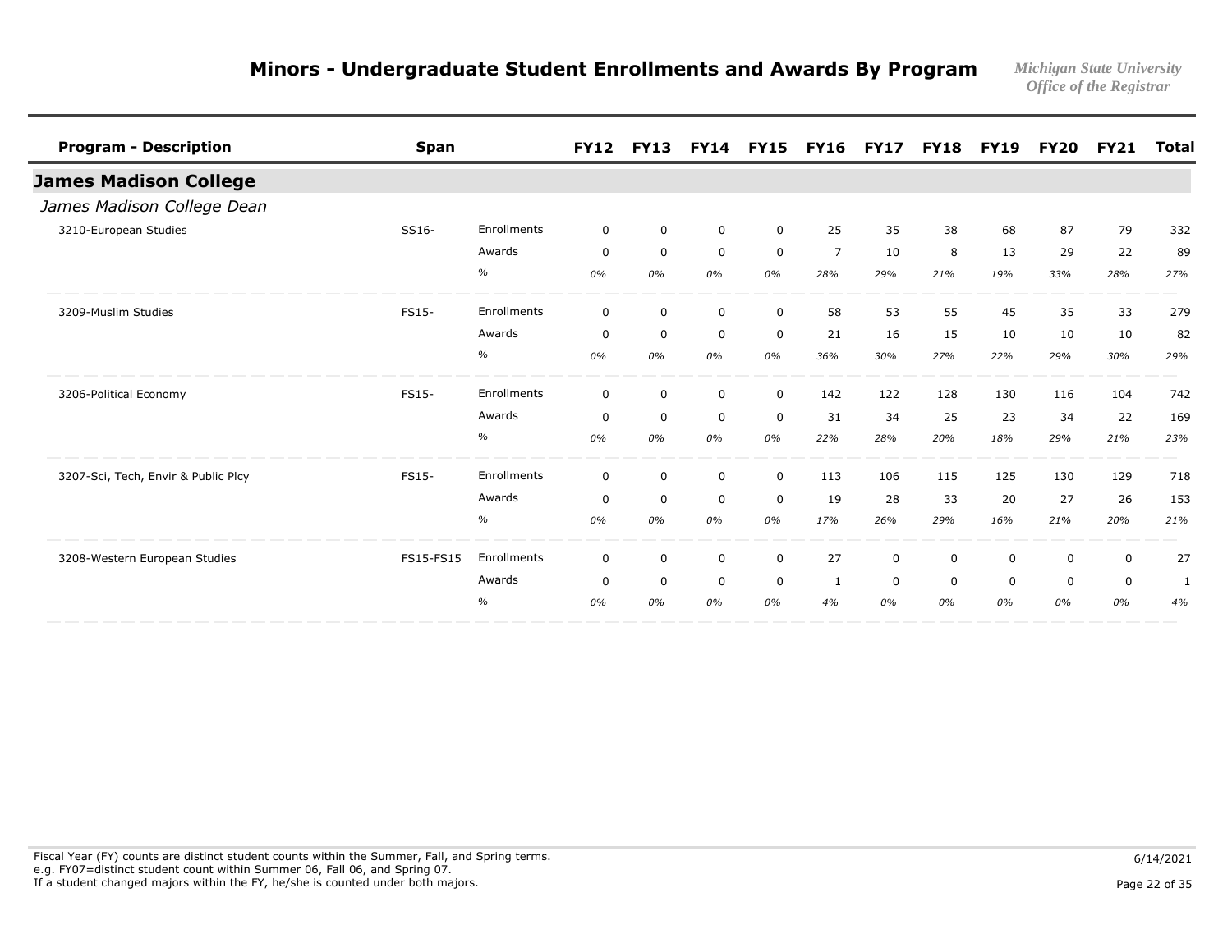# Minors - Undergraduate Student Enrollments and Awards By Program

*Michigan State University*
*Office of the Registrar*

| Program - Description | Span | | FY12 | FY13 | FY14 | FY15 | FY16 | FY17 | FY18 | FY19 | FY20 | FY21 | Total |
|---|---|---|---|---|---|---|---|---|---|---|---|---|---|
| **James Madison College** | | | | | | | | | | | | | |
| *James Madison College Dean* | | | | | | | | | | | | | |
| 3210-European Studies | SS16- | Enrollments | 0 | 0 | 0 | 0 | 25 | 35 | 38 | 68 | 87 | 79 | 332 |
| | | Awards | 0 | 0 | 0 | 0 | 7 | 10 | 8 | 13 | 29 | 22 | 89 |
| | | % | *0%* | *0%* | *0%* | *0%* | *28%* | *29%* | *21%* | *19%* | *33%* | *28%* | *27%* |
| 3209-Muslim Studies | FS15- | Enrollments | 0 | 0 | 0 | 0 | 58 | 53 | 55 | 45 | 35 | 33 | 279 |
| | | Awards | 0 | 0 | 0 | 0 | 21 | 16 | 15 | 10 | 10 | 10 | 82 |
| | | % | *0%* | *0%* | *0%* | *0%* | *36%* | *30%* | *27%* | *22%* | *29%* | *30%* | *29%* |
| 3206-Political Economy | FS15- | Enrollments | 0 | 0 | 0 | 0 | 142 | 122 | 128 | 130 | 116 | 104 | 742 |
| | | Awards | 0 | 0 | 0 | 0 | 31 | 34 | 25 | 23 | 34 | 22 | 169 |
| | | % | *0%* | *0%* | *0%* | *0%* | *22%* | *28%* | *20%* | *18%* | *29%* | *21%* | *23%* |
| 3207-Sci, Tech, Envir & Public Plcy | FS15- | Enrollments | 0 | 0 | 0 | 0 | 113 | 106 | 115 | 125 | 130 | 129 | 718 |
| | | Awards | 0 | 0 | 0 | 0 | 19 | 28 | 33 | 20 | 27 | 26 | 153 |
| | | % | *0%* | *0%* | *0%* | *0%* | *17%* | *26%* | *29%* | *16%* | *21%* | *20%* | *21%* |
| 3208-Western European Studies | FS15-FS15 | Enrollments | 0 | 0 | 0 | 0 | 27 | 0 | 0 | 0 | 0 | 0 | 27 |
| | | Awards | 0 | 0 | 0 | 0 | 1 | 0 | 0 | 0 | 0 | 0 | 1 |
| | | % | *0%* | *0%* | *0%* | *0%* | *4%* | *0%* | *0%* | *0%* | *0%* | *0%* | *4%* |

Fiscal Year (FY) counts are distinct student counts within the Summer, Fall, and Spring terms.
e.g. FY07=distinct student count within Summer 06, Fall 06, and Spring 07.
If a student changed majors within the FY, he/she is counted under both majors.

6/14/2021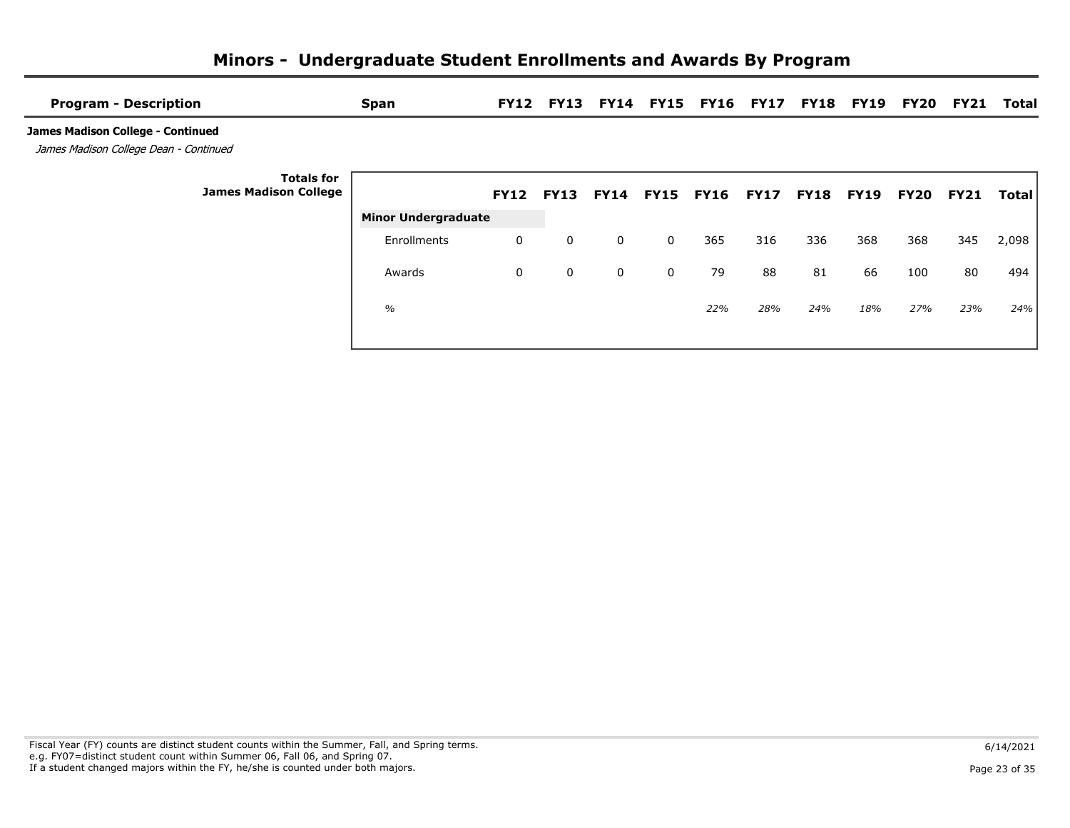# Minors - Undergraduate Student Enrollments and Awards By Program

| Program - Description | Span | FY12 | FY13 | FY14 | FY15 | FY16 | FY17 | FY18 | FY19 | FY20 | FY21 | Total |
|---|---|---|---|---|---|---|---|---|---|---|---|---|

**James Madison College - Continued**

*James Madison College Dean - Continued*

**Totals for James Madison College**

| | FY12 | FY13 | FY14 | FY15 | FY16 | FY17 | FY18 | FY19 | FY20 | FY21 | Total |
|---|---|---|---|---|---|---|---|---|---|---|---|
| **Minor Undergraduate** | | | | | | | | | | | |
| Enrollments | 0 | 0 | 0 | 0 | 365 | 316 | 336 | 368 | 368 | 345 | 2,098 |
| Awards | 0 | 0 | 0 | 0 | 79 | 88 | 81 | 66 | 100 | 80 | 494 |
| *%* | | | | | *22%* | *28%* | *24%* | *18%* | *27%* | *23%* | *24%* |

Fiscal Year (FY) counts are distinct student counts within the Summer, Fall, and Spring terms.
e.g. FY07=distinct student count within Summer 06, Fall 06, and Spring 07.
If a student changed majors within the FY, he/she is counted under both majors.

6/14/2021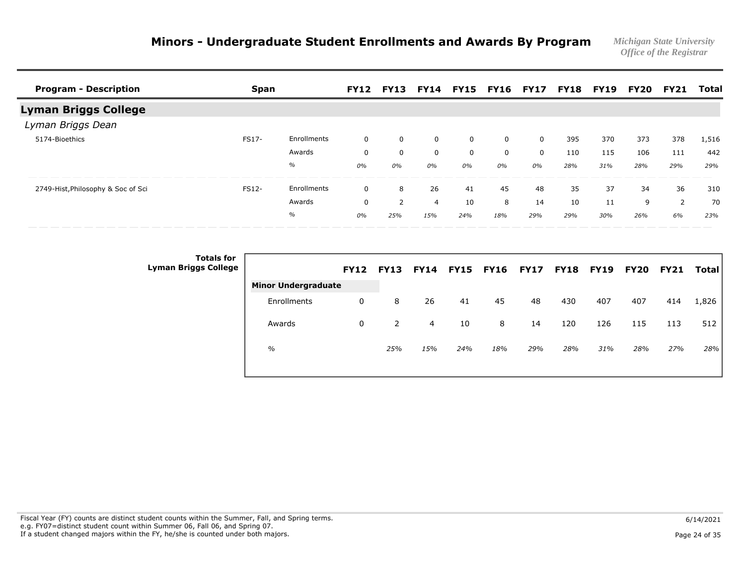# Minors - Undergraduate Student Enrollments and Awards By Program

*Michigan State University*
*Office of the Registrar*

| Program - Description | Span | | FY12 | FY13 | FY14 | FY15 | FY16 | FY17 | FY18 | FY19 | FY20 | FY21 | Total |
|---|---|---|---|---|---|---|---|---|---|---|---|---|---|
| **Lyman Briggs College** | | | | | | | | | | | | | |
| *Lyman Briggs Dean* | | | | | | | | | | | | | |
| 5174-Bioethics | FS17- | Enrollments | 0 | 0 | 0 | 0 | 0 | 0 | 395 | 370 | 373 | 378 | 1,516 |
| | | Awards | 0 | 0 | 0 | 0 | 0 | 0 | 110 | 115 | 106 | 111 | 442 |
| | | % | *0%* | *0%* | *0%* | *0%* | *0%* | *0%* | *28%* | *31%* | *28%* | *29%* | *29%* |
| 2749-Hist,Philosophy & Soc of Sci | FS12- | Enrollments | 0 | 8 | 26 | 41 | 45 | 48 | 35 | 37 | 34 | 36 | 310 |
| | | Awards | 0 | 2 | 4 | 10 | 8 | 14 | 10 | 11 | 9 | 2 | 70 |
| | | % | *0%* | *25%* | *15%* | *24%* | *18%* | *29%* | *29%* | *30%* | *26%* | *6%* | *23%* |

**Totals for Lyman Briggs College**

| | FY12 | FY13 | FY14 | FY15 | FY16 | FY17 | FY18 | FY19 | FY20 | FY21 | Total |
|---|---|---|---|---|---|---|---|---|---|---|---|
| **Minor Undergraduate** | | | | | | | | | | | |
| Enrollments | 0 | 8 | 26 | 41 | 45 | 48 | 430 | 407 | 407 | 414 | 1,826 |
| Awards | 0 | 2 | 4 | 10 | 8 | 14 | 120 | 126 | 115 | 113 | 512 |
| *%* | | *25%* | *15%* | *24%* | *18%* | *29%* | *28%* | *31%* | *28%* | *27%* | *28%* |

Fiscal Year (FY) counts are distinct student counts within the Summer, Fall, and Spring terms.
e.g. FY07=distinct student count within Summer 06, Fall 06, and Spring 07.
If a student changed majors within the FY, he/she is counted under both majors.

6/14/2021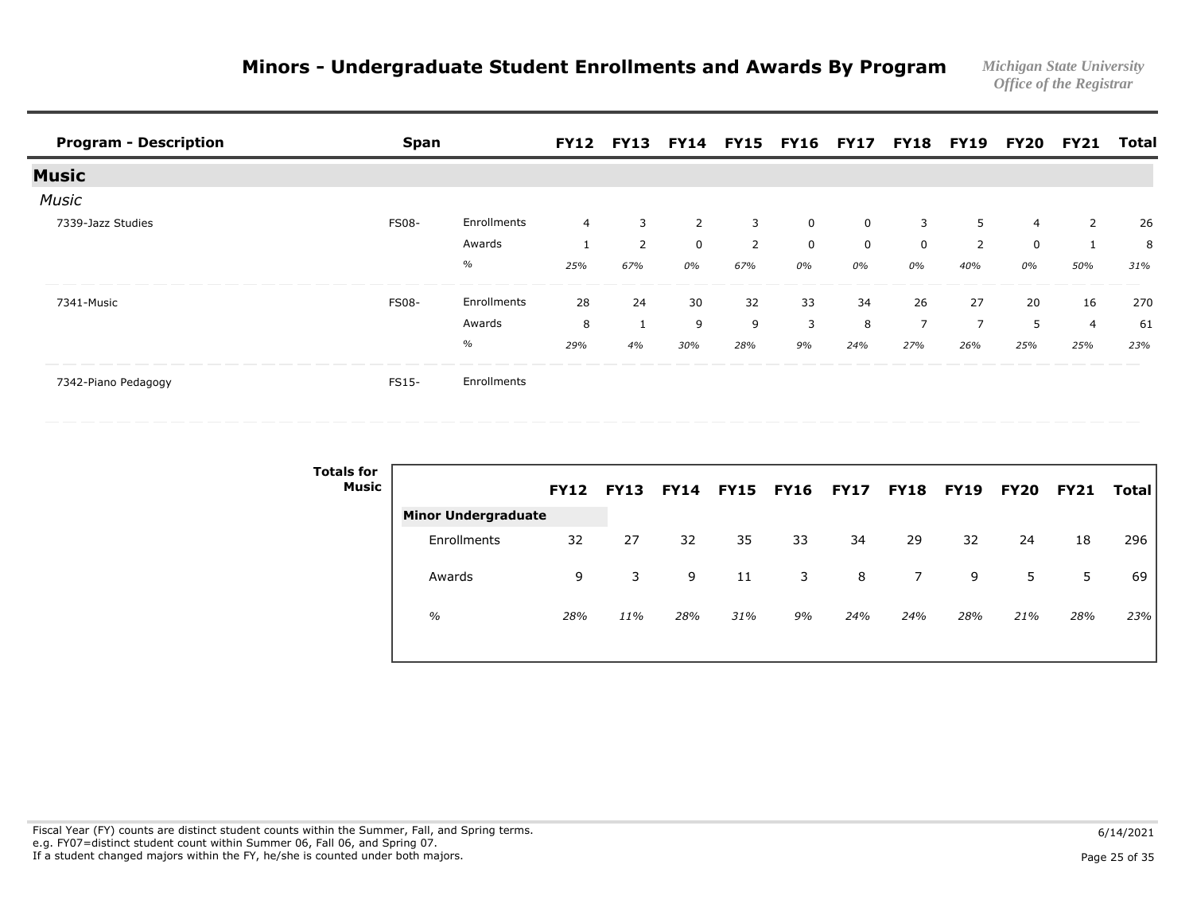# Minors - Undergraduate Student Enrollments and Awards By Program

*Michigan State University*
*Office of the Registrar*

| Program - Description | Span | | FY12 | FY13 | FY14 | FY15 | FY16 | FY17 | FY18 | FY19 | FY20 | FY21 | Total |
|---|---|---|---|---|---|---|---|---|---|---|---|---|---|
| **Music** | | | | | | | | | | | | | |
| *Music* | | | | | | | | | | | | | |
| 7339-Jazz Studies | FS08- | Enrollments | 4 | 3 | 2 | 3 | 0 | 0 | 3 | 5 | 4 | 2 | 26 |
| | | Awards | 1 | 2 | 0 | 2 | 0 | 0 | 0 | 2 | 0 | 1 | 8 |
| | | % | *25%* | *67%* | *0%* | *67%* | *0%* | *0%* | *0%* | *40%* | *0%* | *50%* | *31%* |
| 7341-Music | FS08- | Enrollments | 28 | 24 | 30 | 32 | 33 | 34 | 26 | 27 | 20 | 16 | 270 |
| | | Awards | 8 | 1 | 9 | 9 | 3 | 8 | 7 | 7 | 5 | 4 | 61 |
| | | % | *29%* | *4%* | *30%* | *28%* | *9%* | *24%* | *27%* | *26%* | *25%* | *25%* | *23%* |
| 7342-Piano Pedagogy | FS15- | Enrollments | | | | | | | | | | | |

**Totals for Music**

| | FY12 | FY13 | FY14 | FY15 | FY16 | FY17 | FY18 | FY19 | FY20 | FY21 | Total |
|---|---|---|---|---|---|---|---|---|---|---|---|
| **Minor Undergraduate** | | | | | | | | | | | |
| Enrollments | 32 | 27 | 32 | 35 | 33 | 34 | 29 | 32 | 24 | 18 | 296 |
| Awards | 9 | 3 | 9 | 11 | 3 | 8 | 7 | 9 | 5 | 5 | 69 |
| % | *28%* | *11%* | *28%* | *31%* | *9%* | *24%* | *24%* | *28%* | *21%* | *28%* | *23%* |

Fiscal Year (FY) counts are distinct student counts within the Summer, Fall, and Spring terms.
e.g. FY07=distinct student count within Summer 06, Fall 06, and Spring 07.
If a student changed majors within the FY, he/she is counted under both majors.

6/14/2021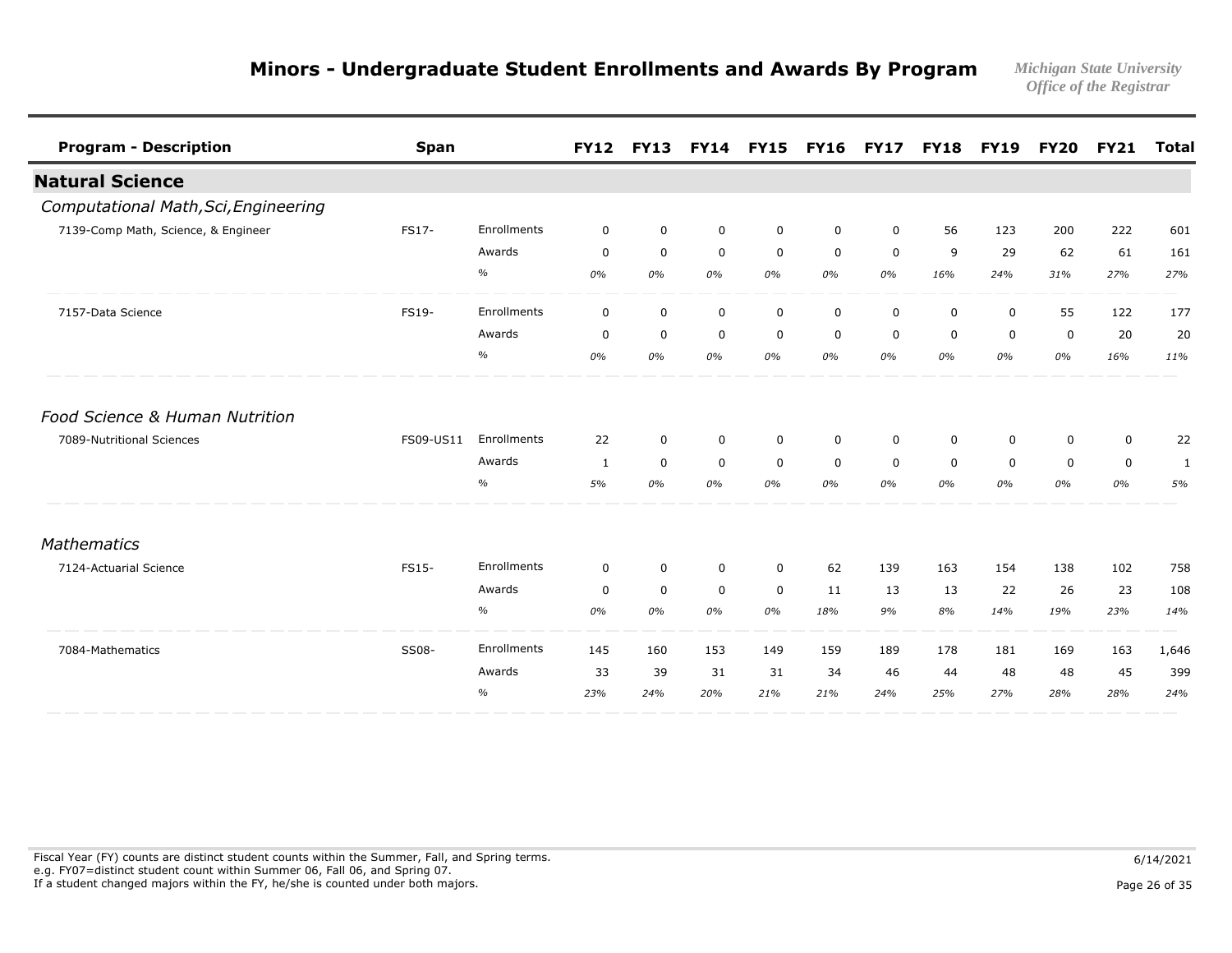# Minors - Undergraduate Student Enrollments and Awards By Program

*Michigan State University*
*Office of the Registrar*

| Program - Description | Span | | FY12 | FY13 | FY14 | FY15 | FY16 | FY17 | FY18 | FY19 | FY20 | FY21 | Total |
|---|---|---|---|---|---|---|---|---|---|---|---|---|---|
| **Natural Science** | | | | | | | | | | | | | |
| *Computational Math,Sci,Engineering* | | | | | | | | | | | | | |
| 7139-Comp Math, Science, & Engineer | FS17- | Enrollments | 0 | 0 | 0 | 0 | 0 | 0 | 56 | 123 | 200 | 222 | 601 |
| | | Awards | 0 | 0 | 0 | 0 | 0 | 0 | 9 | 29 | 62 | 61 | 161 |
| | | % | *0%* | *0%* | *0%* | *0%* | *0%* | *0%* | *16%* | *24%* | *31%* | *27%* | *27%* |
| 7157-Data Science | FS19- | Enrollments | 0 | 0 | 0 | 0 | 0 | 0 | 0 | 0 | 55 | 122 | 177 |
| | | Awards | 0 | 0 | 0 | 0 | 0 | 0 | 0 | 0 | 0 | 20 | 20 |
| | | % | *0%* | *0%* | *0%* | *0%* | *0%* | *0%* | *0%* | *0%* | *0%* | *16%* | *11%* |
| *Food Science & Human Nutrition* | | | | | | | | | | | | | |
| 7089-Nutritional Sciences | FS09-US11 | Enrollments | 22 | 0 | 0 | 0 | 0 | 0 | 0 | 0 | 0 | 0 | 22 |
| | | Awards | 1 | 0 | 0 | 0 | 0 | 0 | 0 | 0 | 0 | 0 | 1 |
| | | % | *5%* | *0%* | *0%* | *0%* | *0%* | *0%* | *0%* | *0%* | *0%* | *0%* | *5%* |
| *Mathematics* | | | | | | | | | | | | | |
| 7124-Actuarial Science | FS15- | Enrollments | 0 | 0 | 0 | 0 | 62 | 139 | 163 | 154 | 138 | 102 | 758 |
| | | Awards | 0 | 0 | 0 | 0 | 11 | 13 | 13 | 22 | 26 | 23 | 108 |
| | | % | *0%* | *0%* | *0%* | *0%* | *18%* | *9%* | *8%* | *14%* | *19%* | *23%* | *14%* |
| 7084-Mathematics | SS08- | Enrollments | 145 | 160 | 153 | 149 | 159 | 189 | 178 | 181 | 169 | 163 | 1,646 |
| | | Awards | 33 | 39 | 31 | 31 | 34 | 46 | 44 | 48 | 48 | 45 | 399 |
| | | % | *23%* | *24%* | *20%* | *21%* | *21%* | *24%* | *25%* | *27%* | *28%* | *28%* | *24%* |

Fiscal Year (FY) counts are distinct student counts within the Summer, Fall, and Spring terms.
e.g. FY07=distinct student count within Summer 06, Fall 06, and Spring 07.
If a student changed majors within the FY, he/she is counted under both majors.

6/14/2021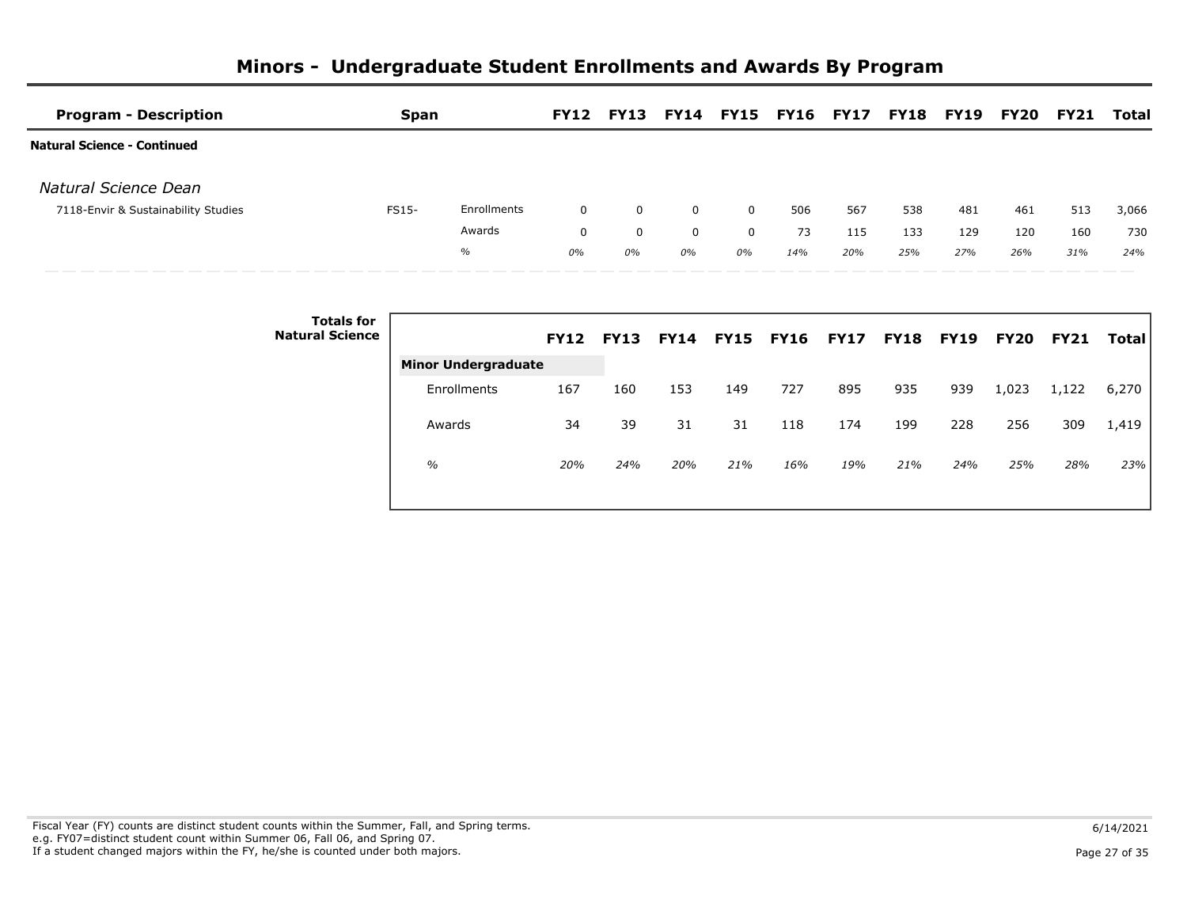# Minors - Undergraduate Student Enrollments and Awards By Program

| Program - Description | Span | | FY12 | FY13 | FY14 | FY15 | FY16 | FY17 | FY18 | FY19 | FY20 | FY21 | Total |
|---|---|---|---|---|---|---|---|---|---|---|---|---|---|
| **Natural Science - Continued** | | | | | | | | | | | | | |
| *Natural Science Dean* | | | | | | | | | | | | | |
| 7118-Envir & Sustainability Studies | FS15- | Enrollments | 0 | 0 | 0 | 0 | 506 | 567 | 538 | 481 | 461 | 513 | 3,066 |
| | | Awards | 0 | 0 | 0 | 0 | 73 | 115 | 133 | 129 | 120 | 160 | 730 |
| | | *%* | *0%* | *0%* | *0%* | *0%* | *14%* | *20%* | *25%* | *27%* | *26%* | *31%* | *24%* |

**Totals for Natural Science**

| | FY12 | FY13 | FY14 | FY15 | FY16 | FY17 | FY18 | FY19 | FY20 | FY21 | Total |
|---|---|---|---|---|---|---|---|---|---|---|---|
| **Minor Undergraduate** | | | | | | | | | | | |
| Enrollments | 167 | 160 | 153 | 149 | 727 | 895 | 935 | 939 | 1,023 | 1,122 | 6,270 |
| Awards | 34 | 39 | 31 | 31 | 118 | 174 | 199 | 228 | 256 | 309 | 1,419 |
| *%* | *20%* | *24%* | *20%* | *21%* | *16%* | *19%* | *21%* | *24%* | *25%* | *28%* | *23%* |

Fiscal Year (FY) counts are distinct student counts within the Summer, Fall, and Spring terms.
e.g. FY07=distinct student count within Summer 06, Fall 06, and Spring 07.
If a student changed majors within the FY, he/she is counted under both majors.

6/14/2021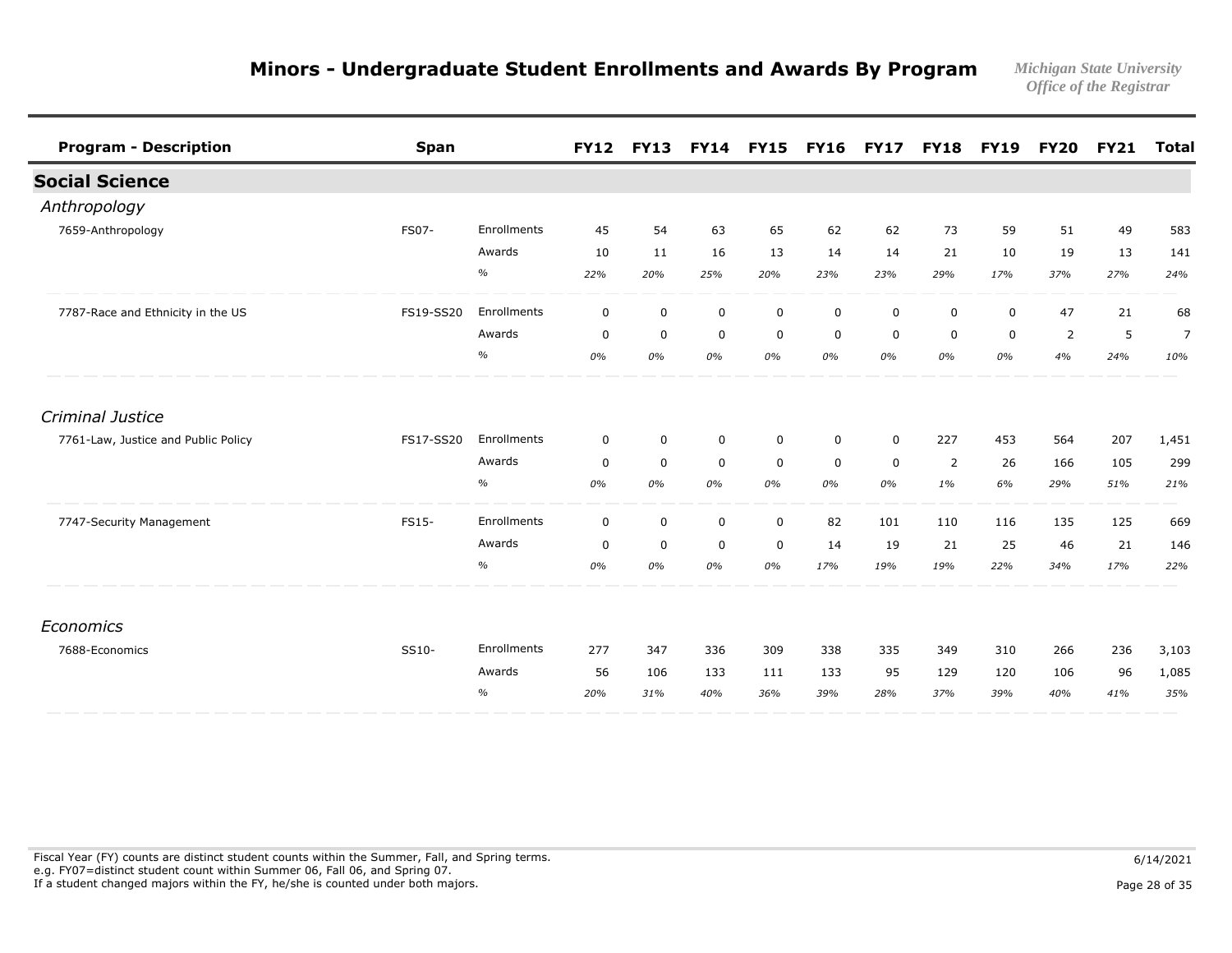# Minors - Undergraduate Student Enrollments and Awards By Program

*Michigan State University*
*Office of the Registrar*

| Program - Description | Span | | FY12 | FY13 | FY14 | FY15 | FY16 | FY17 | FY18 | FY19 | FY20 | FY21 | Total |
|---|---|---|---|---|---|---|---|---|---|---|---|---|---|
| **Social Science** | | | | | | | | | | | | | |
| *Anthropology* | | | | | | | | | | | | | |
| 7659-Anthropology | FS07- | Enrollments | 45 | 54 | 63 | 65 | 62 | 62 | 73 | 59 | 51 | 49 | 583 |
| | | Awards | 10 | 11 | 16 | 13 | 14 | 14 | 21 | 10 | 19 | 13 | 141 |
| | | % | *22%* | *20%* | *25%* | *20%* | *23%* | *23%* | *29%* | *17%* | *37%* | *27%* | *24%* |
| 7787-Race and Ethnicity in the US | FS19-SS20 | Enrollments | 0 | 0 | 0 | 0 | 0 | 0 | 0 | 0 | 47 | 21 | 68 |
| | | Awards | 0 | 0 | 0 | 0 | 0 | 0 | 0 | 0 | 2 | 5 | 7 |
| | | % | *0%* | *0%* | *0%* | *0%* | *0%* | *0%* | *0%* | *0%* | *4%* | *24%* | *10%* |
| *Criminal Justice* | | | | | | | | | | | | | |
| 7761-Law, Justice and Public Policy | FS17-SS20 | Enrollments | 0 | 0 | 0 | 0 | 0 | 0 | 227 | 453 | 564 | 207 | 1,451 |
| | | Awards | 0 | 0 | 0 | 0 | 0 | 0 | 2 | 26 | 166 | 105 | 299 |
| | | % | *0%* | *0%* | *0%* | *0%* | *0%* | *0%* | *1%* | *6%* | *29%* | *51%* | *21%* |
| 7747-Security Management | FS15- | Enrollments | 0 | 0 | 0 | 0 | 82 | 101 | 110 | 116 | 135 | 125 | 669 |
| | | Awards | 0 | 0 | 0 | 0 | 14 | 19 | 21 | 25 | 46 | 21 | 146 |
| | | % | *0%* | *0%* | *0%* | *0%* | *17%* | *19%* | *19%* | *22%* | *34%* | *17%* | *22%* |
| *Economics* | | | | | | | | | | | | | |
| 7688-Economics | SS10- | Enrollments | 277 | 347 | 336 | 309 | 338 | 335 | 349 | 310 | 266 | 236 | 3,103 |
| | | Awards | 56 | 106 | 133 | 111 | 133 | 95 | 129 | 120 | 106 | 96 | 1,085 |
| | | % | *20%* | *31%* | *40%* | *36%* | *39%* | *28%* | *37%* | *39%* | *40%* | *41%* | *35%* |

Fiscal Year (FY) counts are distinct student counts within the Summer, Fall, and Spring terms.
e.g. FY07=distinct student count within Summer 06, Fall 06, and Spring 07.
If a student changed majors within the FY, he/she is counted under both majors.

6/14/2021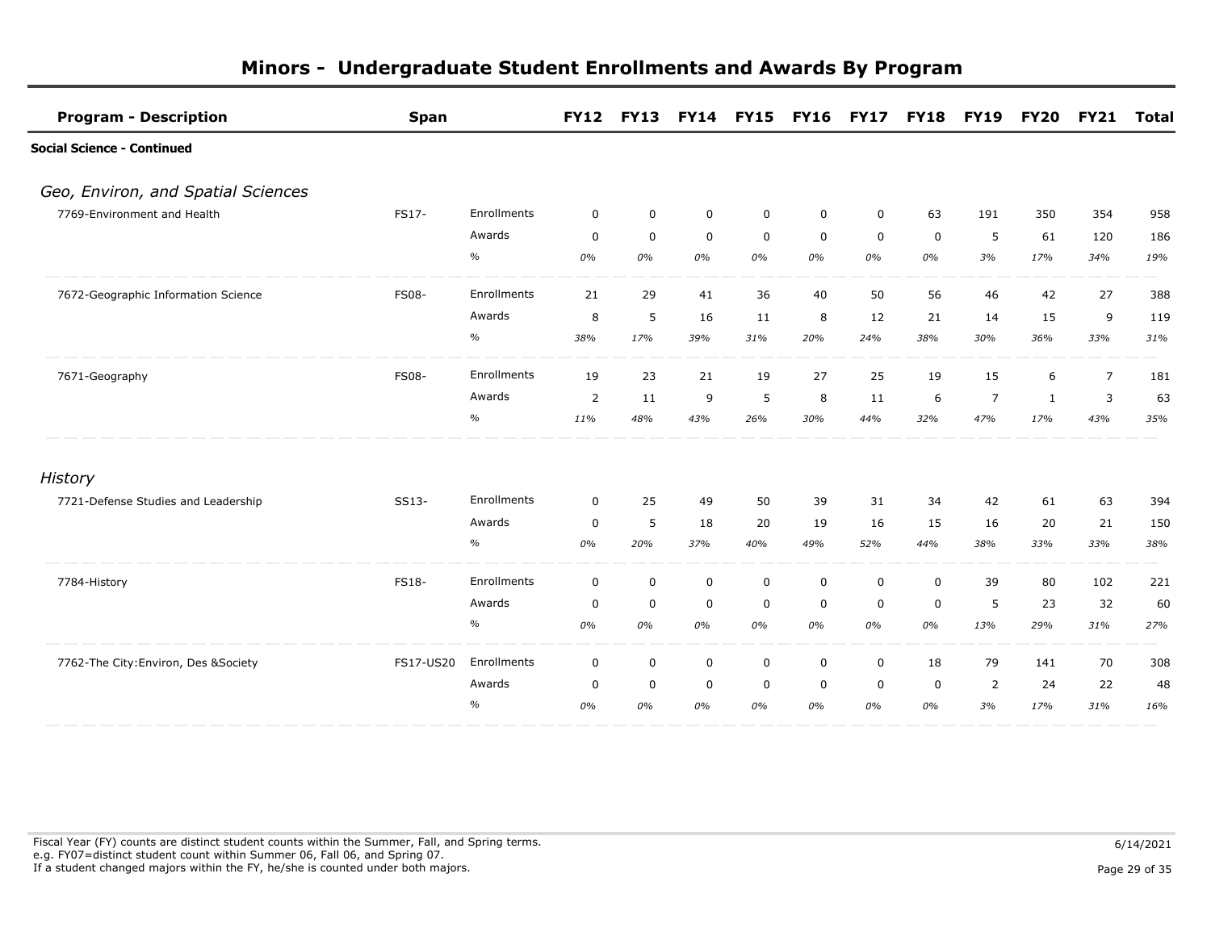# Minors - Undergraduate Student Enrollments and Awards By Program

**Social Science - Continued**

## *Geo, Environ, and Spatial Sciences*

| Program - Description | Span | | FY12 | FY13 | FY14 | FY15 | FY16 | FY17 | FY18 | FY19 | FY20 | FY21 | Total |
|---|---|---|---|---|---|---|---|---|---|---|---|---|---|
| 7769-Environment and Health | FS17- | Enrollments | 0 | 0 | 0 | 0 | 0 | 0 | 63 | 191 | 350 | 354 | 958 |
| | | Awards | 0 | 0 | 0 | 0 | 0 | 0 | 0 | 5 | 61 | 120 | 186 |
| | | % | *0%* | *0%* | *0%* | *0%* | *0%* | *0%* | *0%* | *3%* | *17%* | *34%* | *19%* |
| 7672-Geographic Information Science | FS08- | Enrollments | 21 | 29 | 41 | 36 | 40 | 50 | 56 | 46 | 42 | 27 | 388 |
| | | Awards | 8 | 5 | 16 | 11 | 8 | 12 | 21 | 14 | 15 | 9 | 119 |
| | | % | *38%* | *17%* | *39%* | *31%* | *20%* | *24%* | *38%* | *30%* | *36%* | *33%* | *31%* |
| 7671-Geography | FS08- | Enrollments | 19 | 23 | 21 | 19 | 27 | 25 | 19 | 15 | 6 | 7 | 181 |
| | | Awards | 2 | 11 | 9 | 5 | 8 | 11 | 6 | 7 | 1 | 3 | 63 |
| | | % | *11%* | *48%* | *43%* | *26%* | *30%* | *44%* | *32%* | *47%* | *17%* | *43%* | *35%* |

## *History*

| Program - Description | Span | | FY12 | FY13 | FY14 | FY15 | FY16 | FY17 | FY18 | FY19 | FY20 | FY21 | Total |
|---|---|---|---|---|---|---|---|---|---|---|---|---|---|
| 7721-Defense Studies and Leadership | SS13- | Enrollments | 0 | 25 | 49 | 50 | 39 | 31 | 34 | 42 | 61 | 63 | 394 |
| | | Awards | 0 | 5 | 18 | 20 | 19 | 16 | 15 | 16 | 20 | 21 | 150 |
| | | % | *0%* | *20%* | *37%* | *40%* | *49%* | *52%* | *44%* | *38%* | *33%* | *33%* | *38%* |
| 7784-History | FS18- | Enrollments | 0 | 0 | 0 | 0 | 0 | 0 | 0 | 39 | 80 | 102 | 221 |
| | | Awards | 0 | 0 | 0 | 0 | 0 | 0 | 0 | 5 | 23 | 32 | 60 |
| | | % | *0%* | *0%* | *0%* | *0%* | *0%* | *0%* | *0%* | *13%* | *29%* | *31%* | *27%* |
| 7762-The City:Environ, Des &Society | FS17-US20 | Enrollments | 0 | 0 | 0 | 0 | 0 | 0 | 18 | 79 | 141 | 70 | 308 |
| | | Awards | 0 | 0 | 0 | 0 | 0 | 0 | 0 | 2 | 24 | 22 | 48 |
| | | % | *0%* | *0%* | *0%* | *0%* | *0%* | *0%* | *0%* | *3%* | *17%* | *31%* | *16%* |

Fiscal Year (FY) counts are distinct student counts within the Summer, Fall, and Spring terms.
e.g. FY07=distinct student count within Summer 06, Fall 06, and Spring 07.
If a student changed majors within the FY, he/she is counted under both majors.

6/14/2021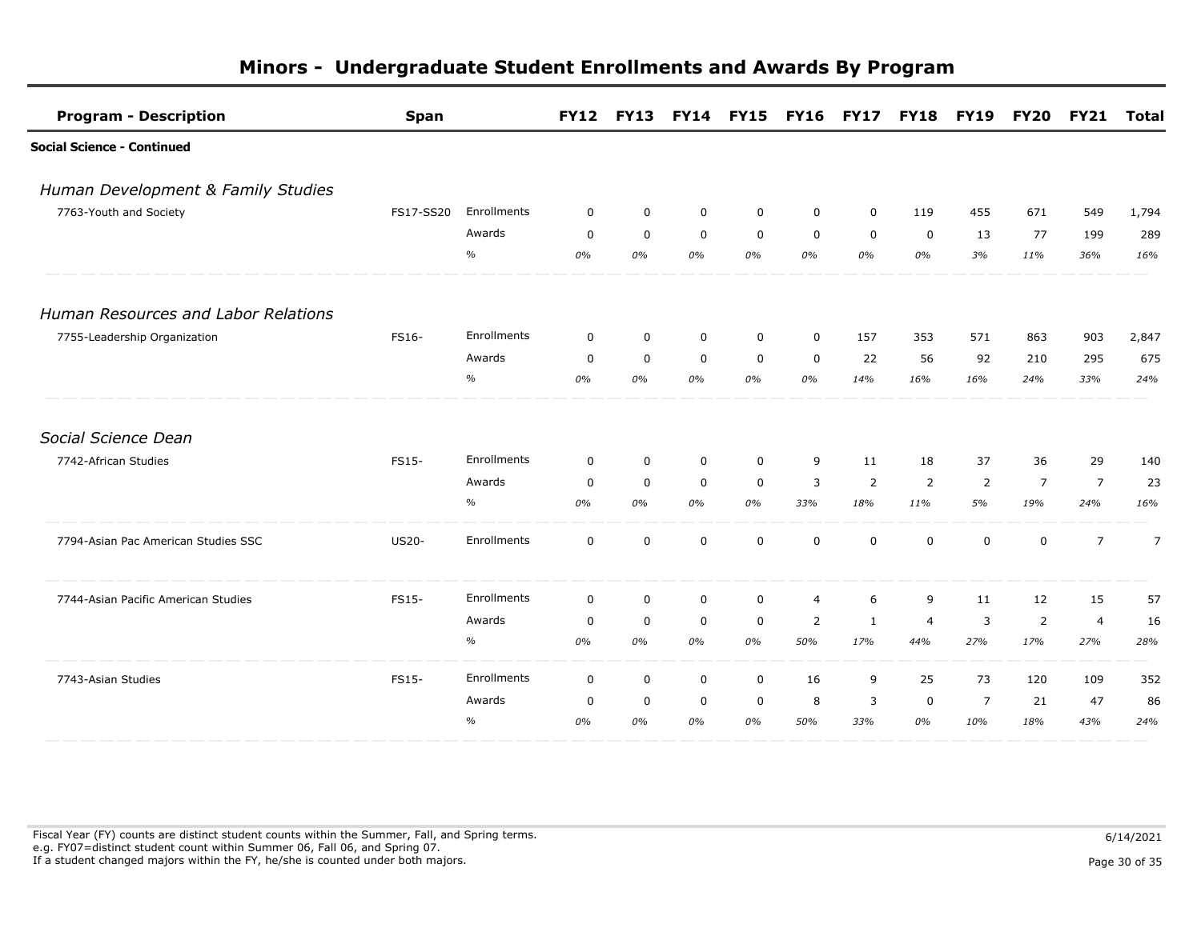# Minors - Undergraduate Student Enrollments and Awards By Program

| Program - Description | Span | | FY12 | FY13 | FY14 | FY15 | FY16 | FY17 | FY18 | FY19 | FY20 | FY21 | Total |
|---|---|---|---|---|---|---|---|---|---|---|---|---|---|
| **Social Science - Continued** | | | | | | | | | | | | | |
| *Human Development & Family Studies* | | | | | | | | | | | | | |
| 7763-Youth and Society | FS17-SS20 | Enrollments | 0 | 0 | 0 | 0 | 0 | 0 | 119 | 455 | 671 | 549 | 1,794 |
| | | Awards | 0 | 0 | 0 | 0 | 0 | 0 | 0 | 13 | 77 | 199 | 289 |
| | | % | *0%* | *0%* | *0%* | *0%* | *0%* | *0%* | *0%* | *3%* | *11%* | *36%* | *16%* |
| *Human Resources and Labor Relations* | | | | | | | | | | | | | |
| 7755-Leadership Organization | FS16- | Enrollments | 0 | 0 | 0 | 0 | 0 | 157 | 353 | 571 | 863 | 903 | 2,847 |
| | | Awards | 0 | 0 | 0 | 0 | 0 | 22 | 56 | 92 | 210 | 295 | 675 |
| | | % | *0%* | *0%* | *0%* | *0%* | *0%* | *14%* | *16%* | *16%* | *24%* | *33%* | *24%* |
| *Social Science Dean* | | | | | | | | | | | | | |
| 7742-African Studies | FS15- | Enrollments | 0 | 0 | 0 | 0 | 9 | 11 | 18 | 37 | 36 | 29 | 140 |
| | | Awards | 0 | 0 | 0 | 0 | 3 | 2 | 2 | 2 | 7 | 7 | 23 |
| | | % | *0%* | *0%* | *0%* | *0%* | *33%* | *18%* | *11%* | *5%* | *19%* | *24%* | *16%* |
| 7794-Asian Pac American Studies SSC | US20- | Enrollments | 0 | 0 | 0 | 0 | 0 | 0 | 0 | 0 | 0 | 7 | 7 |
| 7744-Asian Pacific American Studies | FS15- | Enrollments | 0 | 0 | 0 | 0 | 4 | 6 | 9 | 11 | 12 | 15 | 57 |
| | | Awards | 0 | 0 | 0 | 0 | 2 | 1 | 4 | 3 | 2 | 4 | 16 |
| | | % | *0%* | *0%* | *0%* | *0%* | *50%* | *17%* | *44%* | *27%* | *17%* | *27%* | *28%* |
| 7743-Asian Studies | FS15- | Enrollments | 0 | 0 | 0 | 0 | 16 | 9 | 25 | 73 | 120 | 109 | 352 |
| | | Awards | 0 | 0 | 0 | 0 | 8 | 3 | 0 | 7 | 21 | 47 | 86 |
| | | % | *0%* | *0%* | *0%* | *0%* | *50%* | *33%* | *0%* | *10%* | *18%* | *43%* | *24%* |

Fiscal Year (FY) counts are distinct student counts within the Summer, Fall, and Spring terms.
e.g. FY07=distinct student count within Summer 06, Fall 06, and Spring 07.
If a student changed majors within the FY, he/she is counted under both majors.

6/14/2021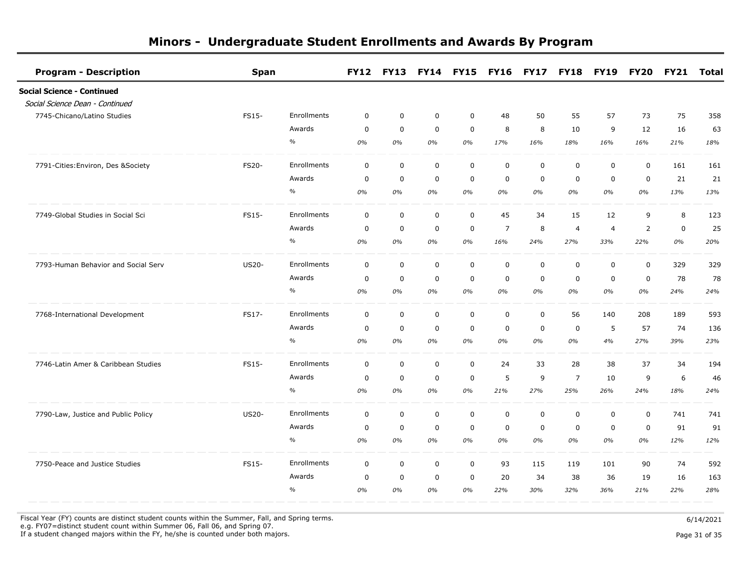# Minors - Undergraduate Student Enrollments and Awards By Program

| Program - Description | Span | | FY12 | FY13 | FY14 | FY15 | FY16 | FY17 | FY18 | FY19 | FY20 | FY21 | Total |
|---|---|---|---|---|---|---|---|---|---|---|---|---|---|
| **Social Science - Continued** | | | | | | | | | | | | | |
| *Social Science Dean - Continued* | | | | | | | | | | | | | |
| 7745-Chicano/Latino Studies | FS15- | Enrollments | 0 | 0 | 0 | 0 | 48 | 50 | 55 | 57 | 73 | 75 | 358 |
| | | Awards | 0 | 0 | 0 | 0 | 8 | 8 | 10 | 9 | 12 | 16 | 63 |
| | | % | *0%* | *0%* | *0%* | *0%* | *17%* | *16%* | *18%* | *16%* | *16%* | *21%* | *18%* |
| 7791-Cities:Environ, Des &Society | FS20- | Enrollments | 0 | 0 | 0 | 0 | 0 | 0 | 0 | 0 | 0 | 161 | 161 |
| | | Awards | 0 | 0 | 0 | 0 | 0 | 0 | 0 | 0 | 0 | 21 | 21 |
| | | % | *0%* | *0%* | *0%* | *0%* | *0%* | *0%* | *0%* | *0%* | *0%* | *13%* | *13%* |
| 7749-Global Studies in Social Sci | FS15- | Enrollments | 0 | 0 | 0 | 0 | 45 | 34 | 15 | 12 | 9 | 8 | 123 |
| | | Awards | 0 | 0 | 0 | 0 | 7 | 8 | 4 | 4 | 2 | 0 | 25 |
| | | % | *0%* | *0%* | *0%* | *0%* | *16%* | *24%* | *27%* | *33%* | *22%* | *0%* | *20%* |
| 7793-Human Behavior and Social Serv | US20- | Enrollments | 0 | 0 | 0 | 0 | 0 | 0 | 0 | 0 | 0 | 329 | 329 |
| | | Awards | 0 | 0 | 0 | 0 | 0 | 0 | 0 | 0 | 0 | 78 | 78 |
| | | % | *0%* | *0%* | *0%* | *0%* | *0%* | *0%* | *0%* | *0%* | *0%* | *24%* | *24%* |
| 7768-International Development | FS17- | Enrollments | 0 | 0 | 0 | 0 | 0 | 0 | 56 | 140 | 208 | 189 | 593 |
| | | Awards | 0 | 0 | 0 | 0 | 0 | 0 | 0 | 5 | 57 | 74 | 136 |
| | | % | *0%* | *0%* | *0%* | *0%* | *0%* | *0%* | *0%* | *4%* | *27%* | *39%* | *23%* |
| 7746-Latin Amer & Caribbean Studies | FS15- | Enrollments | 0 | 0 | 0 | 0 | 24 | 33 | 28 | 38 | 37 | 34 | 194 |
| | | Awards | 0 | 0 | 0 | 0 | 5 | 9 | 7 | 10 | 9 | 6 | 46 |
| | | % | *0%* | *0%* | *0%* | *0%* | *21%* | *27%* | *25%* | *26%* | *24%* | *18%* | *24%* |
| 7790-Law, Justice and Public Policy | US20- | Enrollments | 0 | 0 | 0 | 0 | 0 | 0 | 0 | 0 | 0 | 741 | 741 |
| | | Awards | 0 | 0 | 0 | 0 | 0 | 0 | 0 | 0 | 0 | 91 | 91 |
| | | % | *0%* | *0%* | *0%* | *0%* | *0%* | *0%* | *0%* | *0%* | *0%* | *12%* | *12%* |
| 7750-Peace and Justice Studies | FS15- | Enrollments | 0 | 0 | 0 | 0 | 93 | 115 | 119 | 101 | 90 | 74 | 592 |
| | | Awards | 0 | 0 | 0 | 0 | 20 | 34 | 38 | 36 | 19 | 16 | 163 |
| | | % | *0%* | *0%* | *0%* | *0%* | *22%* | *30%* | *32%* | *36%* | *21%* | *22%* | *28%* |

Fiscal Year (FY) counts are distinct student counts within the Summer, Fall, and Spring terms.
e.g. FY07=distinct student count within Summer 06, Fall 06, and Spring 07.
If a student changed majors within the FY, he/she is counted under both majors.

6/14/2021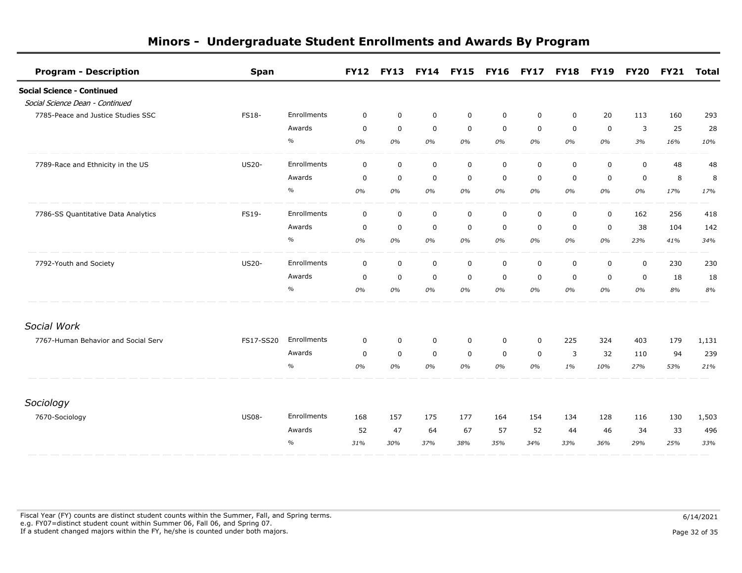# Minors - Undergraduate Student Enrollments and Awards By Program

| Program - Description | Span | | FY12 | FY13 | FY14 | FY15 | FY16 | FY17 | FY18 | FY19 | FY20 | FY21 | Total |
|---|---|---|---|---|---|---|---|---|---|---|---|---|---|
| **Social Science - Continued** | | | | | | | | | | | | | |
| *Social Science Dean - Continued* | | | | | | | | | | | | | |
| 7785-Peace and Justice Studies SSC | FS18- | Enrollments | 0 | 0 | 0 | 0 | 0 | 0 | 0 | 20 | 113 | 160 | 293 |
| | | Awards | 0 | 0 | 0 | 0 | 0 | 0 | 0 | 0 | 3 | 25 | 28 |
| | | % | *0%* | *0%* | *0%* | *0%* | *0%* | *0%* | *0%* | *0%* | *3%* | *16%* | *10%* |
| 7789-Race and Ethnicity in the US | US20- | Enrollments | 0 | 0 | 0 | 0 | 0 | 0 | 0 | 0 | 0 | 48 | 48 |
| | | Awards | 0 | 0 | 0 | 0 | 0 | 0 | 0 | 0 | 0 | 8 | 8 |
| | | % | *0%* | *0%* | *0%* | *0%* | *0%* | *0%* | *0%* | *0%* | *0%* | *17%* | *17%* |
| 7786-SS Quantitative Data Analytics | FS19- | Enrollments | 0 | 0 | 0 | 0 | 0 | 0 | 0 | 0 | 162 | 256 | 418 |
| | | Awards | 0 | 0 | 0 | 0 | 0 | 0 | 0 | 0 | 38 | 104 | 142 |
| | | % | *0%* | *0%* | *0%* | *0%* | *0%* | *0%* | *0%* | *0%* | *23%* | *41%* | *34%* |
| 7792-Youth and Society | US20- | Enrollments | 0 | 0 | 0 | 0 | 0 | 0 | 0 | 0 | 0 | 230 | 230 |
| | | Awards | 0 | 0 | 0 | 0 | 0 | 0 | 0 | 0 | 0 | 18 | 18 |
| | | % | *0%* | *0%* | *0%* | *0%* | *0%* | *0%* | *0%* | *0%* | *0%* | *8%* | *8%* |
| *Social Work* | | | | | | | | | | | | | |
| 7767-Human Behavior and Social Serv | FS17-SS20 | Enrollments | 0 | 0 | 0 | 0 | 0 | 0 | 225 | 324 | 403 | 179 | 1,131 |
| | | Awards | 0 | 0 | 0 | 0 | 0 | 0 | 3 | 32 | 110 | 94 | 239 |
| | | % | *0%* | *0%* | *0%* | *0%* | *0%* | *0%* | *1%* | *10%* | *27%* | *53%* | *21%* |
| *Sociology* | | | | | | | | | | | | | |
| 7670-Sociology | US08- | Enrollments | 168 | 157 | 175 | 177 | 164 | 154 | 134 | 128 | 116 | 130 | 1,503 |
| | | Awards | 52 | 47 | 64 | 67 | 57 | 52 | 44 | 46 | 34 | 33 | 496 |
| | | % | *31%* | *30%* | *37%* | *38%* | *35%* | *34%* | *33%* | *36%* | *29%* | *25%* | *33%* |

Fiscal Year (FY) counts are distinct student counts within the Summer, Fall, and Spring terms.
e.g. FY07=distinct student count within Summer 06, Fall 06, and Spring 07.
If a student changed majors within the FY, he/she is counted under both majors.

6/14/2021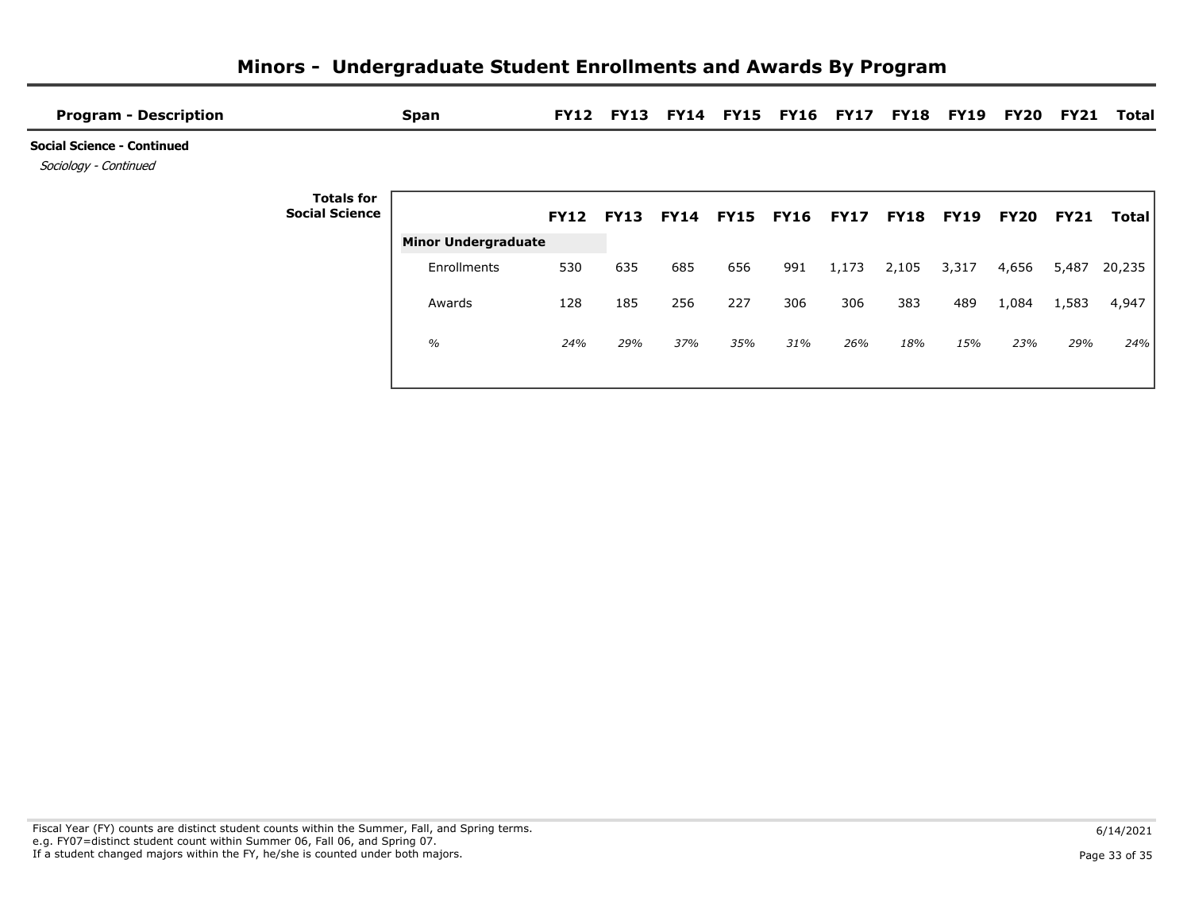# Minors - Undergraduate Student Enrollments and Awards By Program

| Program - Description | Span | FY12 | FY13 | FY14 | FY15 | FY16 | FY17 | FY18 | FY19 | FY20 | FY21 | Total |
|---|---|---|---|---|---|---|---|---|---|---|---|---|

**Social Science - Continued**

*Sociology - Continued*

**Totals for Social Science**

| | FY12 | FY13 | FY14 | FY15 | FY16 | FY17 | FY18 | FY19 | FY20 | FY21 | Total |
|---|---|---|---|---|---|---|---|---|---|---|---|
| **Minor Undergraduate** | | | | | | | | | | | |
| Enrollments | 530 | 635 | 685 | 656 | 991 | 1,173 | 2,105 | 3,317 | 4,656 | 5,487 | 20,235 |
| Awards | 128 | 185 | 256 | 227 | 306 | 306 | 383 | 489 | 1,084 | 1,583 | 4,947 |
| *%* | *24%* | *29%* | *37%* | *35%* | *31%* | *26%* | *18%* | *15%* | *23%* | *29%* | *24%* |

Fiscal Year (FY) counts are distinct student counts within the Summer, Fall, and Spring terms.
e.g. FY07=distinct student count within Summer 06, Fall 06, and Spring 07.
If a student changed majors within the FY, he/she is counted under both majors.

6/14/2021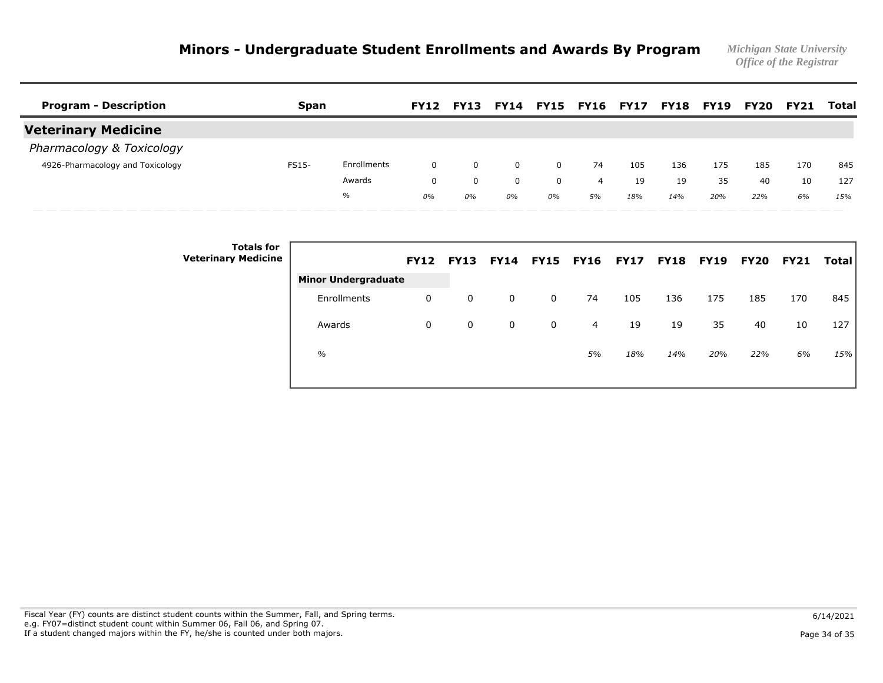# Minors - Undergraduate Student Enrollments and Awards By Program

*Michigan State University*
*Office of the Registrar*

| Program - Description | Span | | FY12 | FY13 | FY14 | FY15 | FY16 | FY17 | FY18 | FY19 | FY20 | FY21 | Total |
|---|---|---|---|---|---|---|---|---|---|---|---|---|---|
| **Veterinary Medicine** | | | | | | | | | | | | | |
| *Pharmacology & Toxicology* | | | | | | | | | | | | | |
| 4926-Pharmacology and Toxicology | FS15- | Enrollments | 0 | 0 | 0 | 0 | 74 | 105 | 136 | 175 | 185 | 170 | 845 |
| | | Awards | 0 | 0 | 0 | 0 | 4 | 19 | 19 | 35 | 40 | 10 | 127 |
| | | % | *0%* | *0%* | *0%* | *0%* | *5%* | *18%* | *14%* | *20%* | *22%* | *6%* | *15%* |

**Totals for Veterinary Medicine**

| | FY12 | FY13 | FY14 | FY15 | FY16 | FY17 | FY18 | FY19 | FY20 | FY21 | Total |
|---|---|---|---|---|---|---|---|---|---|---|---|
| **Minor Undergraduate** | | | | | | | | | | | |
| Enrollments | 0 | 0 | 0 | 0 | 74 | 105 | 136 | 175 | 185 | 170 | 845 |
| Awards | 0 | 0 | 0 | 0 | 4 | 19 | 19 | 35 | 40 | 10 | 127 |
| *%* | | | | | *5%* | *18%* | *14%* | *20%* | *22%* | *6%* | *15%* |

Fiscal Year (FY) counts are distinct student counts within the Summer, Fall, and Spring terms.
e.g. FY07=distinct student count within Summer 06, Fall 06, and Spring 07.
If a student changed majors within the FY, he/she is counted under both majors.

6/14/2021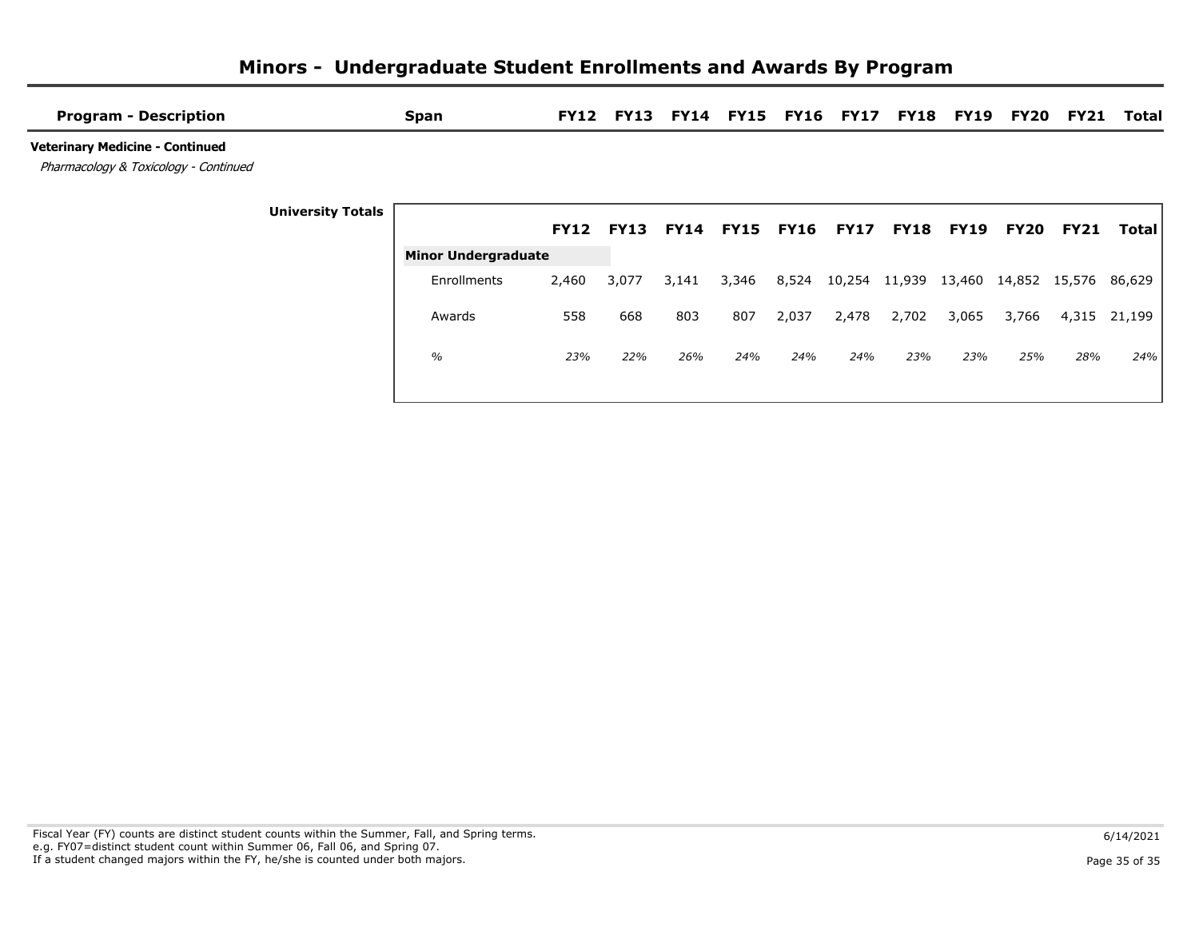# Minors - Undergraduate Student Enrollments and Awards By Program

| Program - Description | Span | FY12 | FY13 | FY14 | FY15 | FY16 | FY17 | FY18 | FY19 | FY20 | FY21 | Total |
|---|---|---|---|---|---|---|---|---|---|---|---|---|

**Veterinary Medicine - Continued**

*Pharmacology & Toxicology - Continued*

**University Totals**

| | FY12 | FY13 | FY14 | FY15 | FY16 | FY17 | FY18 | FY19 | FY20 | FY21 | Total |
|---|---|---|---|---|---|---|---|---|---|---|---|
| **Minor Undergraduate** | | | | | | | | | | | |
| Enrollments | 2,460 | 3,077 | 3,141 | 3,346 | 8,524 | 10,254 | 11,939 | 13,460 | 14,852 | 15,576 | 86,629 |
| Awards | 558 | 668 | 803 | 807 | 2,037 | 2,478 | 2,702 | 3,065 | 3,766 | 4,315 | 21,199 |
| *%* | *23%* | *22%* | *26%* | *24%* | *24%* | *24%* | *23%* | *23%* | *25%* | *28%* | *24%* |

Fiscal Year (FY) counts are distinct student counts within the Summer, Fall, and Spring terms.
e.g. FY07=distinct student count within Summer 06, Fall 06, and Spring 07.
If a student changed majors within the FY, he/she is counted under both majors.

6/14/2021